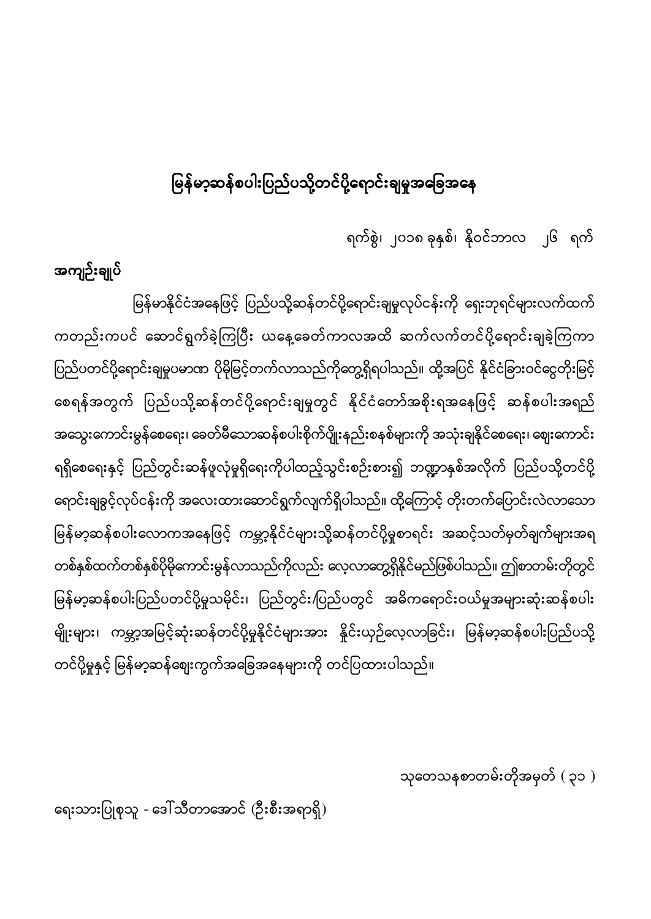# မြန်မာ့ဆန်စပါးပြည်ပသို့တင်ပို့ရောင်းချမှုအခြေအနေ

ရက်စွဲ၊ ၂၀၁၈ ခုနှစ်၊ နိုဝင်ဘာလ ၂၆ ရက်

**အကျဉ်းချုပ်**

မြန်မာနိုင်ငံအနေဖြင့် ပြည်ပသို့ဆန်တင်ပို့ရောင်းချမှုလုပ်ငန်းကို ရှေးဘုရင်များလက်ထက် ကတည်းကပင် ဆောင်ရွက်ခဲ့ကြပြီး ယနေ့ခေတ်ကာလအထိ ဆက်လက်တင်ပို့ရောင်းချခဲ့ကြကာ ပြည်ပတင်ပို့ရောင်းချမှုပမာဏ ပိုမိုမြင့်တက်လာသည်ကိုတွေ့ရှိရပါသည်။ ထို့အပြင် နိုင်ငံခြားဝင်ငွေတိုးမြင့်စေရန်အတွက် ပြည်ပသို့ဆန်တင်ပို့ရောင်းချမှုတွင် နိုင်ငံတော်အစိုးရအနေဖြင့် ဆန်စပါးအရည်အသွေးကောင်းမွန်စေရေး၊ ခေတ်မီသောဆန်စပါးစိုက်ပျိုးနည်းစနစ်များကို အသုံးချနိုင်စေရေး၊ ဈေးကောင်းရရှိစေရေးနှင့် ပြည်တွင်းဆန်ဖူလုံမှုရှိရေးကိုပါထည့်သွင်းစဉ်းစား၍ ဘဏ္ဍာနှစ်အလိုက် ပြည်ပသို့တင်ပို့ရောင်းချခွင့်လုပ်ငန်းကို အလေးထားဆောင်ရွက်လျက်ရှိပါသည်။ ထို့ကြောင့် တိုးတက်ပြောင်းလဲလာသော မြန်မာ့ဆန်စပါးလောကအနေဖြင့် ကမ္ဘာ့နိုင်ငံများသို့ဆန်တင်ပို့မှုစာရင်း အဆင့်သတ်မှတ်ချက်များအရ တစ်နှစ်ထက်တစ်နှစ်ပိုမိုကောင်းမွန်လာသည်ကိုလည်း လေ့လာတွေ့ရှိနိုင်မည်ဖြစ်ပါသည်။ ဤစာတမ်းတိုတွင် မြန်မာ့ဆန်စပါးပြည်ပတင်ပို့မှုသမိုင်း၊ ပြည်တွင်း/ပြည်ပတွင် အဓိကရောင်းဝယ်မှုအများဆုံးဆန်စပါးမျိုးများ၊ ကမ္ဘာ့အမြင့်ဆုံးဆန်တင်ပို့မှုနိုင်ငံများအား နှိုင်းယှဉ်လေ့လာခြင်း၊ မြန်မာ့ဆန်စပါးပြည်ပသို့တင်ပို့မှုနှင့် မြန်မာ့ဆန်ဈေးကွက်အခြေအနေများကို တင်ပြထားပါသည်။

သုတေသနစာတမ်းတိုအမှတ် ( ၃၁ )

ရေးသားပြုစုသူ - ဒေါ်သီတာအောင် (ဦးစီးအရာရှိ)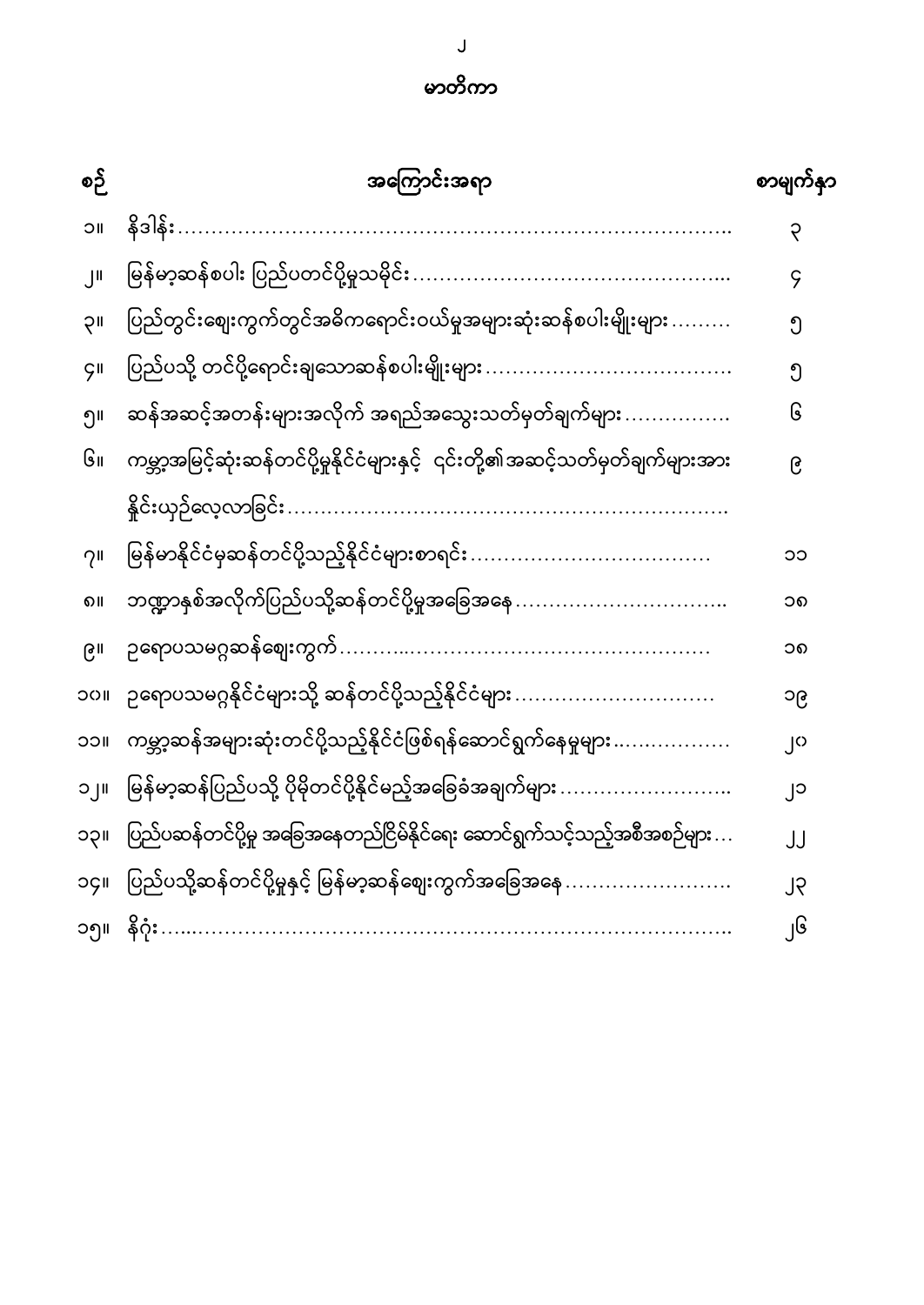# မာတိကာ

| စဉ် | အကြောင်းအရာ | စာမျက်နှာ |
|---|---|---|
| ၁။ | နိဒါန်း………………………………………………………………………….. | ၃ |
| ၂။ | မြန်မာ့ဆန်စပါး ပြည်ပတင်ပို့မှုသမိုင်း……………………………………….... | ၄ |
| ၃။ | ပြည်တွင်းဈေးကွက်တွင်အဓိကရောင်းဝယ်မှုအများဆုံးဆန်စပါးမျိုးများ……… | ၅ |
| ၄။ | ပြည်ပသို့ တင်ပို့ရောင်းချသောဆန်စပါးမျိုးများ………………………………. | ၅ |
| ၅။ | ဆန်အဆင့်အတန်းများအလိုက် အရည်အသွေးသတ်မှတ်ချက်များ……………. | ၆ |
| ၆။ | ကမ္ဘာ့အမြင့်ဆုံးဆန်တင်ပို့မှုနိုင်ငံများနှင့် ၎င်းတို့၏အဆင့်သတ်မှတ်ချက်များအား နှိုင်းယှဉ်လေ့လာခြင်း………………………………………………………… | ၉ |
| ၇။ | မြန်မာနိုင်ငံမှဆန်တင်ပို့သည့်နိုင်ငံများစာရင်း……………………………… | ၁၁ |
| ၈။ | ဘဏ္ဍာနှစ်အလိုက်ပြည်ပသို့ဆန်တင်ပို့မှုအခြေအနေ………………………….. | ၁၈ |
| ၉။ | ဥရောပသမဂ္ဂဆန်ဈေးကွက်……….………………………………………… | ၁၈ |
| ၁၀။ | ဥရောပသမဂ္ဂနိုင်ငံများသို့ ဆန်တင်ပို့သည့်နိုင်ငံများ…………………………. | ၁၉ |
| ၁၁။ | ကမ္ဘာ့ဆန်အများဆုံးတင်ပို့သည့်နိုင်ငံဖြစ်ရန်ဆောင်ရွက်နေမှုများ….…………… | ၂၀ |
| ၁၂။ | မြန်မာ့ဆန်ပြည်ပသို့ ပိုမိုတင်ပို့နိုင်မည့်အခြေခံအချက်များ…………………….. | ၂၁ |
| ၁၃။ | ပြည်ပဆန်တင်ပို့မှု အခြေအနေတည်ငြိမ်နိုင်ရေး ဆောင်ရွက်သင့်သည့်အစီအစဉ်များ… | ၂၂ |
| ၁၄။ | ပြည်ပသို့ဆန်တင်ပို့မှုနှင့် မြန်မာ့ဆန်ဈေးကွက်အခြေအနေ……………………. | ၂၃ |
| ၁၅။ | နိဂုံး…..……………………………………………………………………….. | ၂၆ |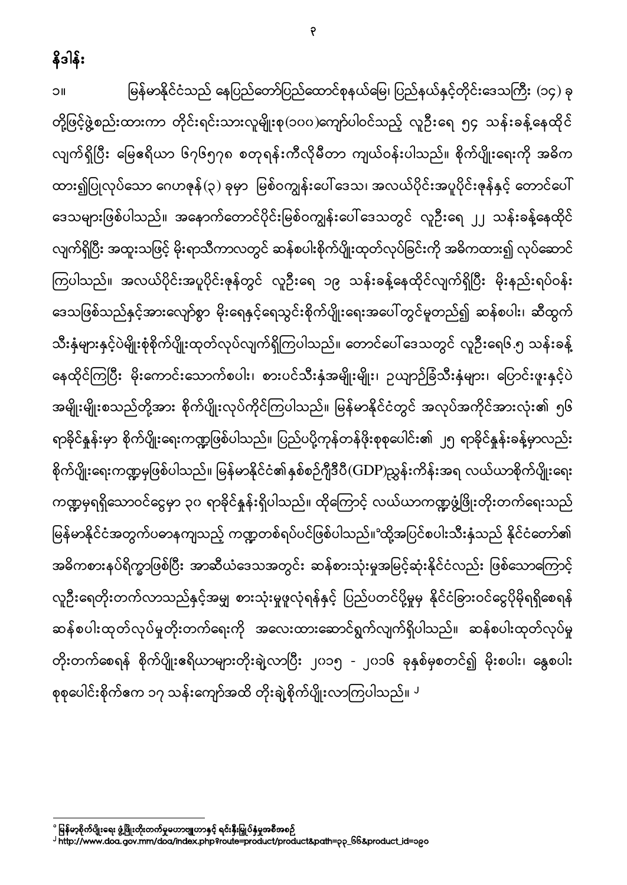## နိဒါန်း

၁။ မြန်မာနိုင်ငံသည် နေပြည်တော်ပြည်ထောင်စုနယ်မြေ၊ ပြည်နယ်နှင့်တိုင်းဒေသကြီး (၁၄) ခု တို့ဖြင့်ဖွဲ့စည်းထားကာ တိုင်းရင်းသားလူမျိုးစု(၁၀၀)ကျော်ပါဝင်သည့် လူဦးရေ ၅၄ သန်းခန့်နေထိုင် လျက်ရှိပြီး မြေဧရိယာ ၆၇၆၅၇၈ စတုရန်းကီလိုမီတာ ကျယ်ဝန်းပါသည်။ စိုက်ပျိုးရေးကို အဓိက ထား၍ပြုလုပ်သော ဂေဟဇုန်(၃) ခုမှာ မြစ်ဝကျွန်းပေါ်ဒေသ၊ အလယ်ပိုင်းအပူပိုင်းဇုန်နှင့် တောင်ပေါ် ဒေသများဖြစ်ပါသည်။ အနောက်တောင်ပိုင်းမြစ်ဝကျွန်းပေါ်ဒေသတွင် လူဦးရေ ၂၂ သန်းခန့်နေထိုင် လျက်ရှိပြီး အထူးသဖြင့် မိုးရာသီကာလတွင် ဆန်စပါးစိုက်ပျိုးထုတ်လုပ်ခြင်းကို အဓိကထား၍ လုပ်ဆောင် ကြပါသည်။ အလယ်ပိုင်းအပူပိုင်းဇုန်တွင် လူဦးရေ ၁၉ သန်းခန့်နေထိုင်လျက်ရှိပြီး မိုးနည်းရပ်ဝန်း ဒေသဖြစ်သည်နှင့်အားလျော်စွာ မိုးရေနှင့်ရေသွင်းစိုက်ပျိုးရေးအပေါ်တွင်မူတည်၍ ဆန်စပါး၊ ဆီထွက် သီးနှံများနှင့်ပဲမျိုးစုံစိုက်ပျိုးထုတ်လုပ်လျက်ရှိကြပါသည်။ တောင်ပေါ်ဒေသတွင် လူဦးရေ၆.၅ သန်းခန့် နေထိုင်ကြပြီး မိုးကောင်းသောက်စပါး၊ စားပင်သီးနှံအမျိုးမျိုး၊ ဥယျာဉ်ခြံသီးနှံများ၊ ပြောင်းဖူးနှင့်ပဲ အမျိုးမျိုးစသည်တို့အား စိုက်ပျိုးလုပ်ကိုင်ကြပါသည်။ မြန်မာနိုင်ငံတွင် အလုပ်အကိုင်အားလုံး၏ ၅၆ ရာခိုင်နှုန်းမှာ စိုက်ပျိုးရေးကဏ္ဍဖြစ်ပါသည်။ ပြည်ပပို့ကုန်တန်ဖိုးစုစုပေါင်း၏ ၂၅ ရာခိုင်နှုန်းခန့်မှာလည်း စိုက်ပျိုးရေးကဏ္ဍမှဖြစ်ပါသည်။ မြန်မာနိုင်ငံ၏နှစ်စဉ်ဂျီဒီပီ(GDP)ညွှန်းကိန်းအရ လယ်ယာစိုက်ပျိုးရေး ကဏ္ဍမှရရှိသောဝင်ငွေမှာ ၃၀ ရာခိုင်နှုန်းရှိပါသည်။ ထို့ကြောင့် လယ်ယာကဏ္ဍဖွံ့ဖြိုးတိုးတက်ရေးသည် မြန်မာနိုင်ငံအတွက်ပဓာနကျသည့် ကဏ္ဍတစ်ရပ်ပင်ဖြစ်ပါသည်။[၁] ထို့အပြင်စပါးသီးနှံသည် နိုင်ငံတော်၏ အဓိကစားနပ်ရိက္ခာဖြစ်ပြီး အာဆီယံဒေသအတွင်း ဆန်စားသုံးမှုအမြင့်ဆုံးနိုင်ငံလည်း ဖြစ်သောကြောင့် လူဦးရေတိုးတက်လာသည်နှင့်အမျှ စားသုံးမှုဖူလုံရန်နှင့် ပြည်ပတင်ပို့မှုမှ နိုင်ငံခြားဝင်ငွေပိုမိုရရှိစေရန် ဆန်စပါးထုတ်လုပ်မှုတိုးတက်ရေးကို အလေးထားဆောင်ရွက်လျက်ရှိပါသည်။ ဆန်စပါးထုတ်လုပ်မှု တိုးတက်စေရန် စိုက်ပျိုးဧရိယာများတိုးချဲ့လာပြီး ၂၀၁၅ - ၂၀၁၆ ခုနှစ်မှစတင်၍ မိုးစပါး၊ နွေစပါး စုစုပေါင်းစိုက်ဧက ၁၇ သန်းကျော်အထိ တိုးချဲ့စိုက်ပျိုးလာကြပါသည်။[၂]

---

[၁] မြန်မာ့စိုက်ပျိုးရေး ဖွံ့ဖြိုးတိုးတက်မှုမဟာဗျူဟာနှင့် ရင်းနှီးမြှုပ်နှံမှုအစီအစဉ်

[၂] http://www.doa.gov.mm/doa/index.php?route=product/product&path=၃၃_66&product_id=၁၉၀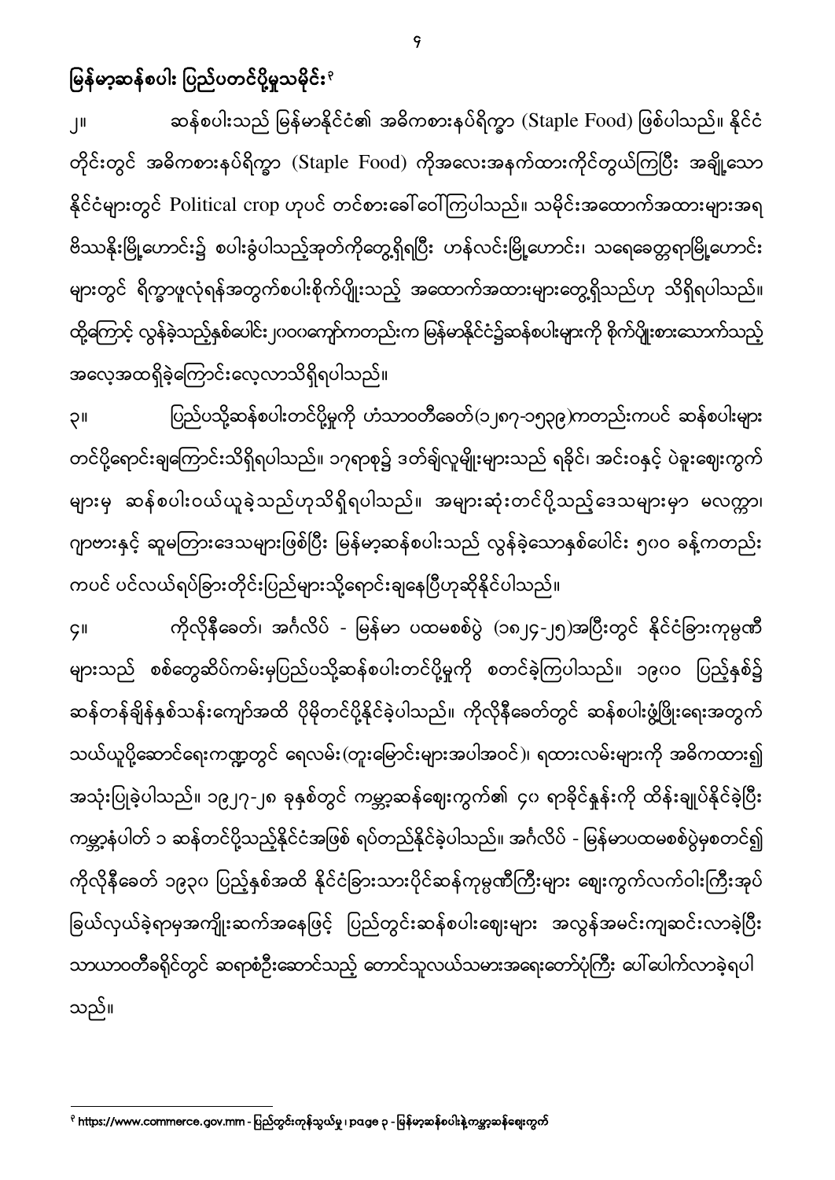## မြန်မာ့ဆန်စပါး ပြည်ပတင်ပို့မှုသမိုင်း[၁]

၂။ ဆန်စပါးသည် မြန်မာနိုင်ငံ၏ အဓိကစားနပ်ရိက္ခာ (Staple Food) ဖြစ်ပါသည်။ နိုင်ငံတိုင်းတွင် အဓိကစားနပ်ရိက္ခာ (Staple Food) ကိုအလေးအနက်ထားကိုင်တွယ်ကြပြီး အချို့သောနိုင်ငံများတွင် Political crop ဟုပင် တင်စားခေါ်ဝေါ်ကြပါသည်။ သမိုင်းအထောက်အထားများအရ ဗိဿနိုးမြို့ဟောင်း၌ စပါးခွံပါသည့်အုတ်ကိုတွေ့ရှိရပြီး ဟန်လင်းမြို့ဟောင်း၊ သရေခေတ္တရာမြို့ဟောင်းများတွင် ရိက္ခာဖူလုံရန်အတွက်စပါးစိုက်ပျိုးသည့် အထောက်အထားများတွေ့ရှိသည်ဟု သိရှိရပါသည်။ ထို့ကြောင့် လွန်ခဲ့သည့်နှစ်ပေါင်း၂၀၀၀ကျော်ကတည်းက မြန်မာနိုင်ငံ၌ဆန်စပါးများကို စိုက်ပျိုးစားသောက်သည့်အလေ့အထရှိခဲ့ကြောင်းလေ့လာသိရှိရပါသည်။

၃။ ပြည်ပသို့ဆန်စပါးတင်ပို့မှုကို ဟံသာဝတီခေတ်(၁၂၈၇-၁၅၃၉)ကတည်းကပင် ဆန်စပါးများတင်ပို့ရောင်းချကြောင်းသိရှိရပါသည်။ ၁၇ရာစု၌ ဒတ်ချ်လူမျိုးများသည် ရခိုင်၊ အင်းဝနှင့် ပဲခူးဈေးကွက်များမှ ဆန်စပါးဝယ်ယူခဲ့သည်ဟုသိရှိရပါသည်။ အများဆုံးတင်ပို့သည့်ဒေသများမှာ မလက္ကာ၊ ဂျာဗားနှင့် ဆူမတြားဒေသများဖြစ်ပြီး မြန်မာ့ဆန်စပါးသည် လွန်ခဲ့သောနှစ်ပေါင်း ၅၀၀ ခန့်ကတည်းကပင် ပင်လယ်ရပ်ခြားတိုင်းပြည်များသို့ရောင်းချနေပြီဟုဆိုနိုင်ပါသည်။

၄။ ကိုလိုနီခေတ်၊ အင်္ဂလိပ် - မြန်မာ ပထမစစ်ပွဲ (၁၈၂၄-၂၅)အပြီးတွင် နိုင်ငံခြားကုမ္ပဏီများသည် စစ်တွေဆိပ်ကမ်းမှပြည်ပသို့ဆန်စပါးတင်ပို့မှုကို စတင်ခဲ့ကြပါသည်။ ၁၉၀၀ ပြည့်နှစ်၌ ဆန်တန်ချိန်နှစ်သန်းကျော်အထိ ပိုမိုတင်ပို့နိုင်ခဲ့ပါသည်။ ကိုလိုနီခေတ်တွင် ဆန်စပါးဖွံ့ဖြိုးရေးအတွက် သယ်ယူပို့ဆောင်ရေးကဏ္ဍတွင် ရေလမ်း(တူးမြောင်းများအပါအဝင်)၊ ရထားလမ်းများကို အဓိကထား၍ အသုံးပြုခဲ့ပါသည်။ ၁၉၂၇-၂၈ ခုနှစ်တွင် ကမ္ဘာ့ဆန်ဈေးကွက်၏ ၄၀ ရာခိုင်နှုန်းကို ထိန်းချုပ်နိုင်ခဲ့ပြီး ကမ္ဘာ့နံပါတ် ၁ ဆန်တင်ပို့သည့်နိုင်ငံအဖြစ် ရပ်တည်နိုင်ခဲ့ပါသည်။ အင်္ဂလိပ် - မြန်မာပထမစစ်ပွဲမှစတင်၍ ကိုလိုနီခေတ် ၁၉၃၀ ပြည့်နှစ်အထိ နိုင်ငံခြားသားပိုင်ဆန်ကုမ္ပဏီကြီးများ ဈေးကွက်လက်ဝါးကြီးအုပ်ခြယ်လှယ်ခဲ့ရာမှအကျိုးဆက်အနေဖြင့် ပြည်တွင်းဆန်စပါးဈေးများ အလွန်အမင်းကျဆင်းလာခဲ့ပြီး သာယာဝတီခရိုင်တွင် ဆရာစံဦးဆောင်သည့် တောင်သူလယ်သမားအရေးတော်ပုံကြီး ပေါ်ပေါက်လာခဲ့ရပါသည်။

---

[၁] https://www.commerce.gov.mm - ပြည်တွင်းကုန်သွယ်မှု၊ page ၃ - မြန်မာ့ဆန်စပါးနဲ့ကမ္ဘာ့ဆန်ဈေးကွက်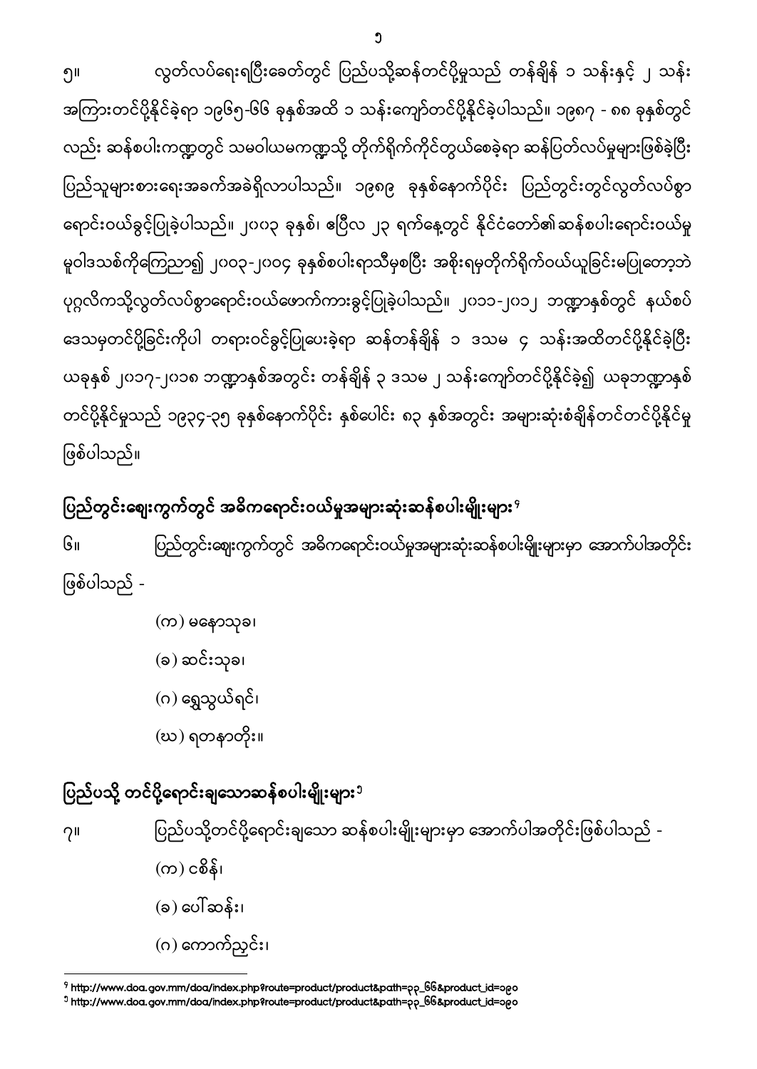၅။ လွတ်လပ်ရေးရပြီးခေတ်တွင် ပြည်ပသို့ဆန်တင်ပို့မှုသည် တန်ချိန် ၁ သန်းနှင့် ၂ သန်း အကြားတင်ပို့နိုင်ခဲ့ရာ ၁၉၆၅-၆၆ ခုနှစ်အထိ ၁ သန်းကျော်တင်ပို့နိုင်ခဲ့ပါသည်။ ၁၉၈၇ - ၈၈ ခုနှစ်တွင်လည်း ဆန်စပါးကဏ္ဍတွင် သမဝါယမကဏ္ဍသို့ တိုက်ရိုက်ကိုင်တွယ်စေခဲ့ရာ ဆန်ပြတ်လပ်မှုများဖြစ်ခဲ့ပြီး ပြည်သူများစားရေးအခက်အခဲရှိလာပါသည်။ ၁၉၈၉ ခုနှစ်နောက်ပိုင်း ပြည်တွင်းတွင်လွတ်လပ်စွာရောင်းဝယ်ခွင့်ပြုခဲ့ပါသည်။ ၂၀၀၃ ခုနှစ်၊ ဧပြီလ ၂၃ ရက်နေ့တွင် နိုင်ငံတော်၏ဆန်စပါးရောင်းဝယ်မှု မူဝါဒသစ်ကိုကြေညာ၍ ၂၀၀၃-၂၀၀၄ ခုနှစ်စပါးရာသီမှစပြီး အစိုးရမှတိုက်ရိုက်ဝယ်ယူခြင်းမပြုတော့ဘဲ ပုဂ္ဂလိကသို့လွတ်လပ်စွာရောင်းဝယ်ဖောက်ကားခွင့်ပြုခဲ့ပါသည်။ ၂၀၁၁-၂၀၁၂ ဘဏ္ဍာနှစ်တွင် နယ်စပ်ဒေသမှတင်ပို့ခြင်းကိုပါ တရားဝင်ခွင့်ပြုပေးခဲ့ရာ ဆန်တန်ချိန် ၁ ဒသမ ၄ သန်းအထိတင်ပို့နိုင်ခဲ့ပြီး ယခုနှစ် ၂၀၁၇-၂၀၁၈ ဘဏ္ဍာနှစ်အတွင်း တန်ချိန် ၃ ဒသမ ၂ သန်းကျော်တင်ပို့နိုင်ခဲ့၍ ယခုဘဏ္ဍာနှစ်တင်ပို့နိုင်မှုသည် ၁၉၃၄-၃၅ ခုနှစ်နောက်ပိုင်း နှစ်ပေါင်း ၈၃ နှစ်အတွင်း အများဆုံးစံချိန်တင်တင်ပို့နိုင်မှုဖြစ်ပါသည်။

## ပြည်တွင်းဈေးကွက်တွင် အဓိကရောင်းဝယ်မှုအများဆုံးဆန်စပါးမျိုးများ[၄]

၆။ ပြည်တွင်းဈေးကွက်တွင် အဓိကရောင်းဝယ်မှုအများဆုံးဆန်စပါးမျိုးများမှာ အောက်ပါအတိုင်းဖြစ်ပါသည် -

(က) မနောသုခ၊

(ခ) ဆင်းသုခ၊

(ဂ) ရွှေသွယ်ရင်၊

(ဃ) ရတနာတိုး။

## ပြည်ပသို့ တင်ပို့ရောင်းချသောဆန်စပါးမျိုးများ[၅]

၇။ ပြည်ပသို့တင်ပို့ရောင်းချသော ဆန်စပါးမျိုးများမှာ အောက်ပါအတိုင်းဖြစ်ပါသည် -

(က) ငစိန်၊

(ခ) ပေါ်ဆန်း၊

(ဂ) ကောက်ညှင်း၊

---

[၄] http://www.doa.gov.mm/doa/index.php?route=product/product&path=၃၃_၆၆&product_id=၁၉၀

[၅] http://www.doa.gov.mm/doa/index.php?route=product/product&path=၃၃_၆၆&product_id=၁၉၀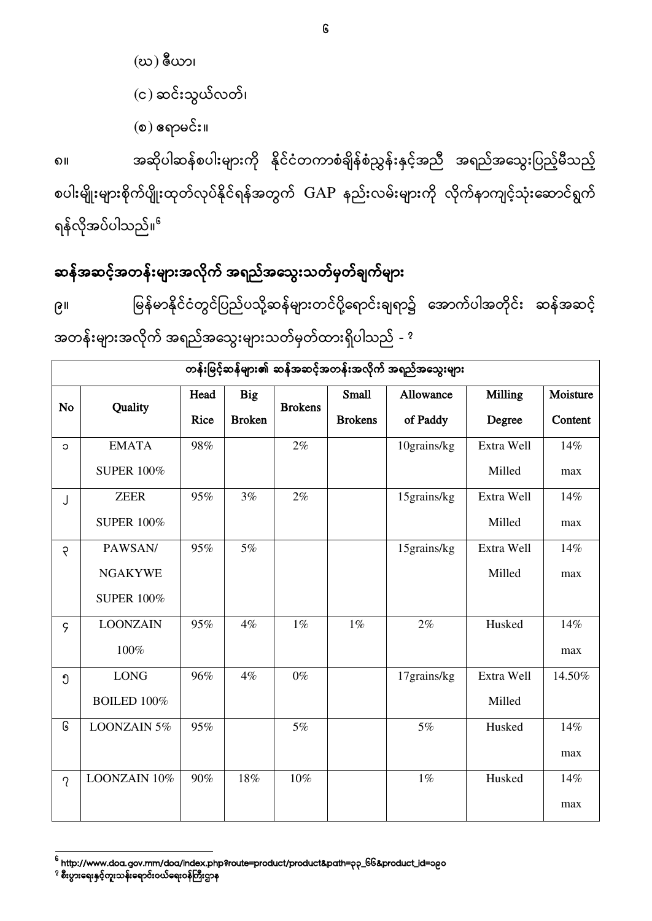(ဃ) ဇီယာ၊

(င) ဆင်းသွယ်လတ်၊

(စ) ဧရာမင်း။

၈။ အဆိုပါဆန်စပါးများကို နိုင်ငံတကာစံချိန်စံညွှန်းနှင့်အညီ အရည်အသွေးပြည့်မီသည့် စပါးမျိုးများစိုက်ပျိုးထုတ်လုပ်နိုင်ရန်အတွက် GAP နည်းလမ်းများကို လိုက်နာကျင့်သုံးဆောင်ရွက်ရန်လိုအပ်ပါသည်။[6]

## ဆန်အဆင့်အတန်းများအလိုက် အရည်အသွေးသတ်မှတ်ချက်များ

၉။ မြန်မာနိုင်ငံတွင်ပြည်ပသို့ဆန်များတင်ပို့ရောင်းချရာ၌ အောက်ပါအတိုင်း ဆန်အဆင့်အတန်းများအလိုက် အရည်အသွေးများသတ်မှတ်ထားရှိပါသည် - [7]

| တန်းမြင့်ဆန်များ၏ ဆန်အဆင့်အတန်းအလိုက် အရည်အသွေးများ | | | | | | | | |
|---|---|---|---|---|---|---|---|---|
| No | Quality | Head Rice | Big Broken | Brokens | Small Brokens | Allowance of Paddy | Milling Degree | Moisture Content |
| ၁ | EMATA SUPER 100% | 98% | | 2% | | 10grains/kg | Extra Well Milled | 14% max |
| ၂ | ZEER SUPER 100% | 95% | 3% | 2% | | 15grains/kg | Extra Well Milled | 14% max |
| ၃ | PAWSAN/ NGAKYWE SUPER 100% | 95% | 5% | | | 15grains/kg | Extra Well Milled | 14% max |
| ၄ | LOONZAIN 100% | 95% | 4% | 1% | 1% | 2% | Husked | 14% max |
| ၅ | LONG BOILED 100% | 96% | 4% | 0% | | 17grains/kg | Extra Well Milled | 14.50% |
| ၆ | LOONZAIN 5% | 95% | | 5% | | 5% | Husked | 14% max |
| ၇ | LOONZAIN 10% | 90% | 18% | 10% | | 1% | Husked | 14% max |

---

[6] http://www.doa.gov.mm/doa/index.php?route=product/product&path=၃၃_၆၆&product_id=၁၉၀

[7] စီးပွားရေးနှင့်ကူးသန်းရောင်းဝယ်ရေးဝန်ကြီးဌာန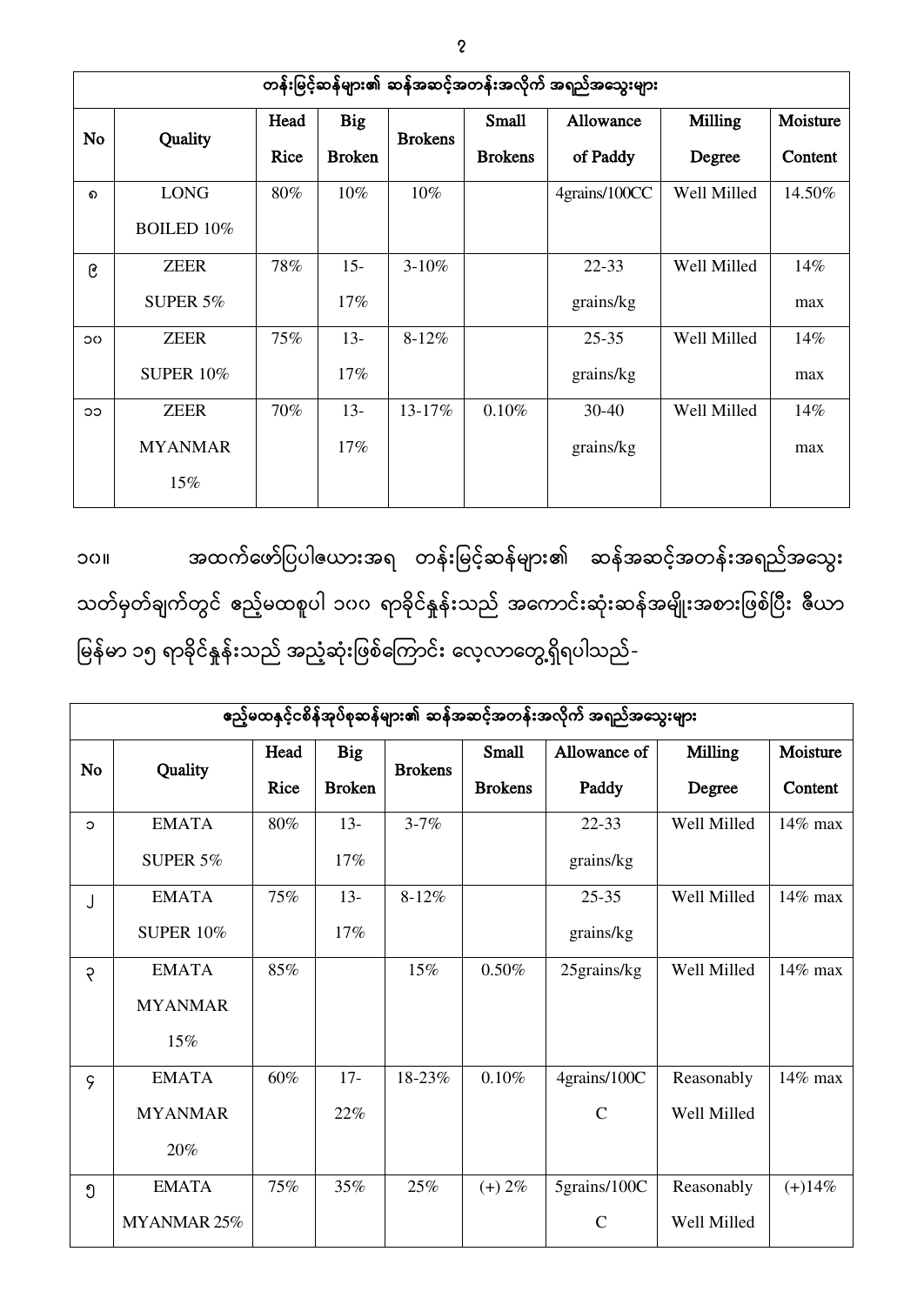| တန်းမြင့်ဆန်များ၏ ဆန်အဆင့်အတန်းအလိုက် အရည်အသွေးများ | | | | | | | | |
|---|---|---|---|---|---|---|---|---|
| No | Quality | Head Rice | Big Broken | Brokens | Small Brokens | Allowance of Paddy | Milling Degree | Moisture Content |
| ၈ | LONG BOILED 10% | 80% | 10% | 10% | | 4grains/100CC | Well Milled | 14.50% |
| ၉ | ZEER SUPER 5% | 78% | 15-17% | 3-10% | | 22-33 grains/kg | Well Milled | 14% max |
| ၁၀ | ZEER SUPER 10% | 75% | 13-17% | 8-12% | | 25-35 grains/kg | Well Milled | 14% max |
| ၁၁ | ZEER MYANMAR 15% | 70% | 13-17% | 13-17% | 0.10% | 30-40 grains/kg | Well Milled | 14% max |

၁၀။ အထက်ဖော်ပြပါဇယားအရ တန်းမြင့်ဆန်များ၏ ဆန်အဆင့်အတန်းအရည်အသွေး သတ်မှတ်ချက်တွင် ဧည့်မထစူပါ ၁၀၀ ရာခိုင်နှုန်းသည် အကောင်းဆုံးဆန်အမျိုးအစားဖြစ်ပြီး ဇီယာ မြန်မာ ၁၅ ရာခိုင်နှုန်းသည် အညံ့ဆုံးဖြစ်ကြောင်း လေ့လာတွေ့ရှိရပါသည်-

| ဧည့်မထနှင့်ငစိန်အုပ်စုဆန်များ၏ ဆန်အဆင့်အတန်းအလိုက် အရည်အသွေးများ | | | | | | | | |
|---|---|---|---|---|---|---|---|---|
| No | Quality | Head Rice | Big Broken | Brokens | Small Brokens | Allowance of Paddy | Milling Degree | Moisture Content |
| ၁ | EMATA SUPER 5% | 80% | 13-17% | 3-7% | | 22-33 grains/kg | Well Milled | 14% max |
| ၂ | EMATA SUPER 10% | 75% | 13-17% | 8-12% | | 25-35 grains/kg | Well Milled | 14% max |
| ၃ | EMATA MYANMAR 15% | 85% | | 15% | 0.50% | 25grains/kg | Well Milled | 14% max |
| ၄ | EMATA MYANMAR 20% | 60% | 17-22% | 18-23% | 0.10% | 4grains/100CC | Reasonably Well Milled | 14% max |
| ၅ | EMATA MYANMAR 25% | 75% | 35% | 25% | (+) 2% | 5grains/100CC | Reasonably Well Milled | (+)14% |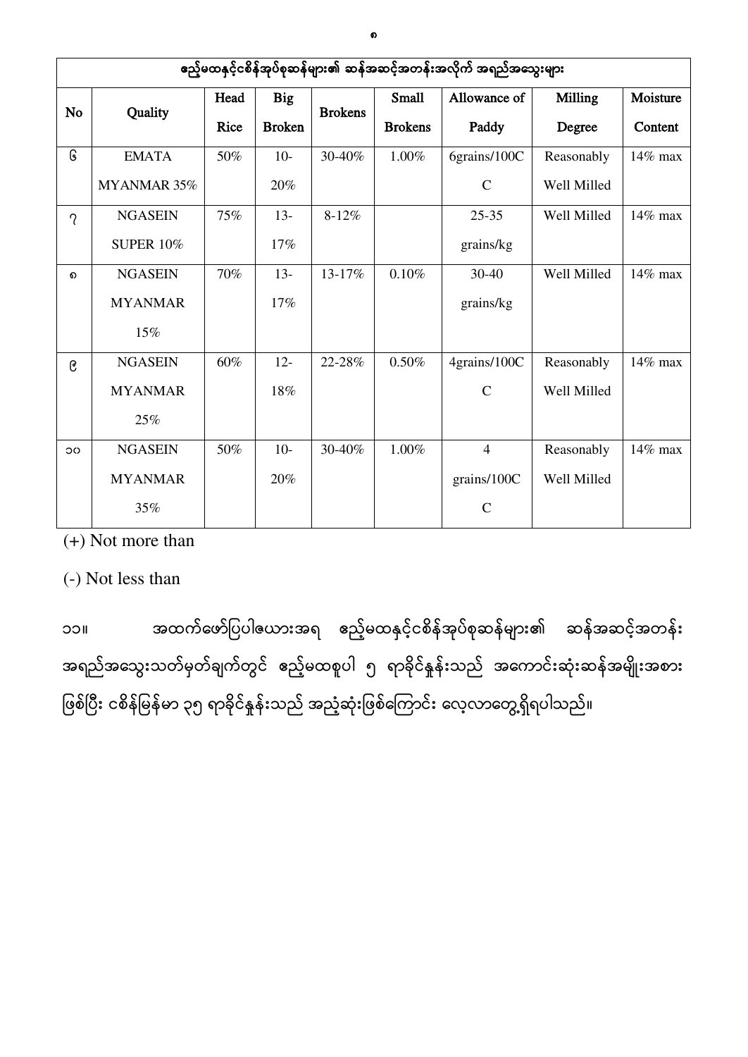| ဧည့်မထနှင့်ငစိန်အုပ်စုဆန်များ၏ ဆန်အဆင့်အတန်းအလိုက် အရည်အသွေးများ | | | | | | | | |
|---|---|---|---|---|---|---|---|---|
| **No** | **Quality** | **Head Rice** | **Big Broken** | **Brokens** | **Small Brokens** | **Allowance of Paddy** | **Milling Degree** | **Moisture Content** |
| ၆ | EMATA MYANMAR 35% | 50% | 10-20% | 30-40% | 1.00% | 6grains/100CC | Reasonably Well Milled | 14% max |
| ၇ | NGASEIN SUPER 10% | 75% | 13-17% | 8-12% | | 25-35 grains/kg | Well Milled | 14% max |
| ၈ | NGASEIN MYANMAR 15% | 70% | 13-17% | 13-17% | 0.10% | 30-40 grains/kg | Well Milled | 14% max |
| ၉ | NGASEIN MYANMAR 25% | 60% | 12-18% | 22-28% | 0.50% | 4grains/100CC | Reasonably Well Milled | 14% max |
| ၁၀ | NGASEIN MYANMAR 35% | 50% | 10-20% | 30-40% | 1.00% | 4 grains/100CC | Reasonably Well Milled | 14% max |

(+) Not more than

(-) Not less than

၁၁။ အထက်ဖော်ပြပါဇယားအရ ဧည့်မထနှင့်ငစိန်အုပ်စုဆန်များ၏ ဆန်အဆင့်အတန်း အရည်အသွေးသတ်မှတ်ချက်တွင် ဧည့်မထစူပါ ၅ ရာခိုင်နှုန်းသည် အကောင်းဆုံးဆန်အမျိုးအစား ဖြစ်ပြီး ငစိန်မြန်မာ ၃၅ ရာခိုင်နှုန်းသည် အညံ့ဆုံးဖြစ်ကြောင်း လေ့လာတွေ့ရှိရပါသည်။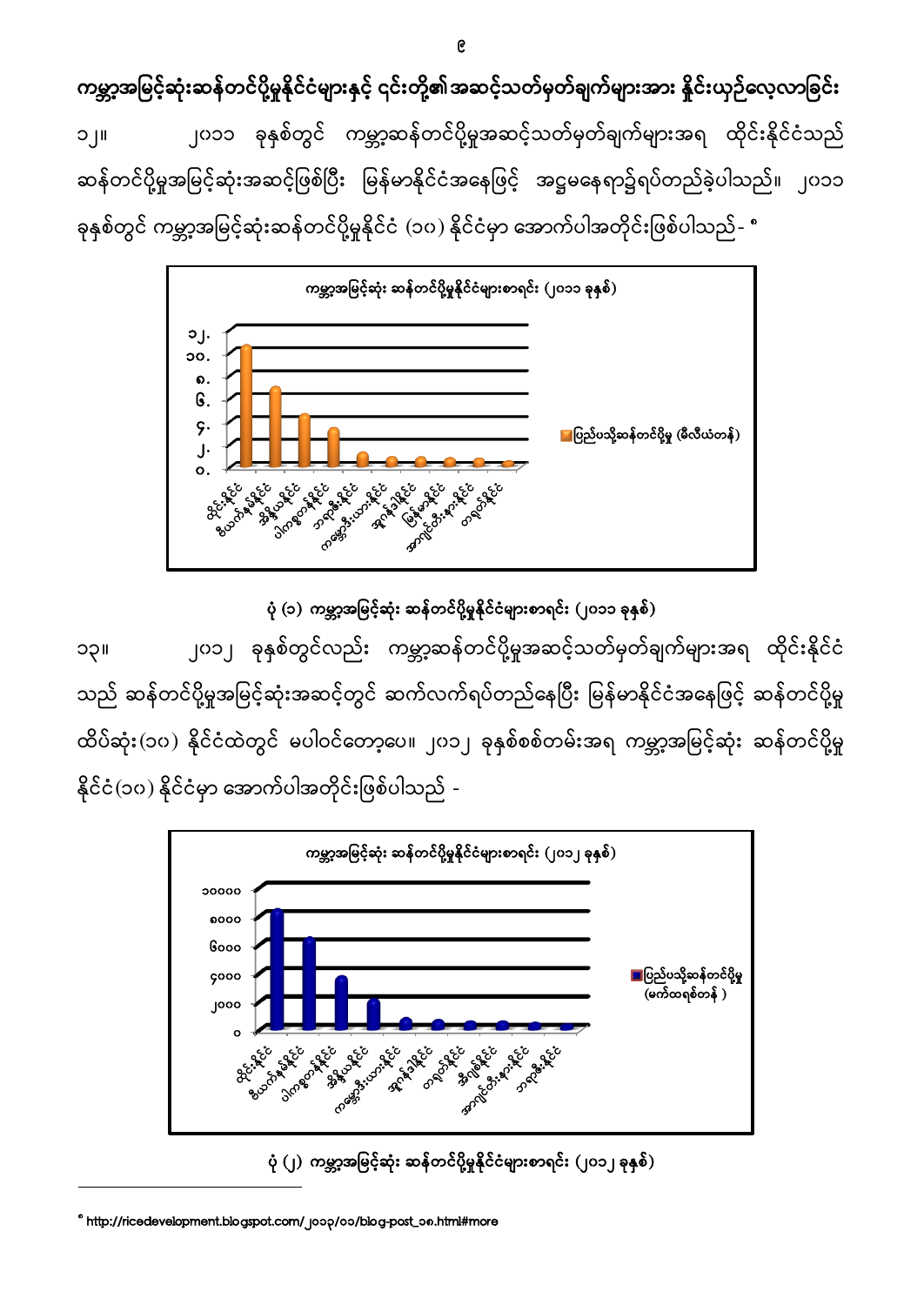## ကမ္ဘာ့အမြင့်ဆုံးဆန်တင်ပို့မှုနိုင်ငံများနှင့် ၎င်းတို့၏အဆင့်သတ်မှတ်ချက်များအား နှိုင်းယှဉ်လေ့လာခြင်း

၁၂။ ၂၀၁၁ ခုနှစ်တွင် ကမ္ဘာ့ဆန်တင်ပို့မှုအဆင့်သတ်မှတ်ချက်များအရ ထိုင်းနိုင်ငံသည် ဆန်တင်ပို့မှုအမြင့်ဆုံးအဆင့်ဖြစ်ပြီး မြန်မာနိုင်ငံအနေဖြင့် အဋ္ဌမနေရာ၌ရပ်တည်ခဲ့ပါသည်။ ၂၀၁၁ ခုနှစ်တွင် ကမ္ဘာ့အမြင့်ဆုံးဆန်တင်ပို့မှုနိုင်ငံ (၁၀) နိုင်ငံမှာ အောက်ပါအတိုင်းဖြစ်ပါသည်- [၈]

ပုံ (၁) ကမ္ဘာ့အမြင့်ဆုံး ဆန်တင်ပို့မှုနိုင်ငံများစာရင်း (၂၀၁၁ ခုနှစ်)

၁၃။ ၂၀၁၂ ခုနှစ်တွင်လည်း ကမ္ဘာ့ဆန်တင်ပို့မှုအဆင့်သတ်မှတ်ချက်များအရ ထိုင်းနိုင်ငံသည် ဆန်တင်ပို့မှုအမြင့်ဆုံးအဆင့်တွင် ဆက်လက်ရပ်တည်နေပြီး မြန်မာနိုင်ငံအနေဖြင့် ဆန်တင်ပို့မှု ထိပ်ဆုံး(၁၀) နိုင်ငံထဲတွင် မပါဝင်တော့ပေ။ ၂၀၁၂ ခုနှစ်စစ်တမ်းအရ ကမ္ဘာ့အမြင့်ဆုံး ဆန်တင်ပို့မှုနိုင်ငံ(၁၀) နိုင်ငံမှာ အောက်ပါအတိုင်းဖြစ်ပါသည် -

ပုံ (၂) ကမ္ဘာ့အမြင့်ဆုံး ဆန်တင်ပို့မှုနိုင်ငံများစာရင်း (၂၀၁၂ ခုနှစ်)

---

[၈] http://ricedevelopment.blogspot.com/၂၀၁၃/၀၁/blog-post_၁၈.html#more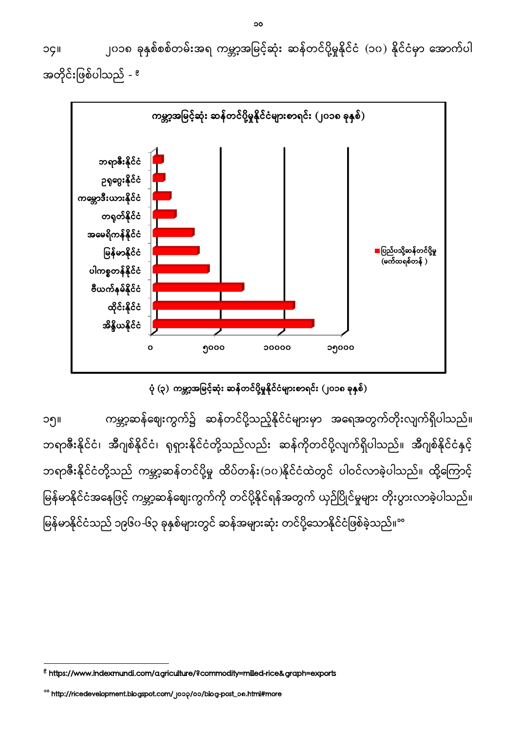၁၄။ ၂၀၁၈ ခုနှစ်စစ်တမ်းအရ ကမ္ဘာ့အမြင့်ဆုံး ဆန်တင်ပို့မှုနိုင်ငံ (၁၀) နိုင်ငံမှာ အောက်ပါအတိုင်းဖြစ်ပါသည် - [၉]

**ကမ္ဘာ့အမြင့်ဆုံး ဆန်တင်ပို့မှုနိုင်ငံများစာရင်း (၂၀၁၈ ခုနှစ်)**

| နိုင်ငံ | ပြည်ပသို့ဆန်တင်ပို့မှု (မက်ထရစ်တန်) |
|---|---|
| ဘရာဇီးနိုင်ငံ | |
| ဥရုဂွေးနိုင်ငံ | |
| ကမ္ဘောဒီးယားနိုင်ငံ | |
| တရုတ်နိုင်ငံ | |
| အမေရိကန်နိုင်ငံ | |
| မြန်မာနိုင်ငံ | |
| ပါကစ္စတန်နိုင်ငံ | |
| ဗီယက်နမ်နိုင်ငံ | |
| ထိုင်းနိုင်ငံ | |
| အိန္ဒိယနိုင်ငံ | |

(ဝင်ရိုး: ၀ ၅၀၀၀ ၁၀၀၀၀ ၁၅၀၀၀)

ပုံ (၃) ကမ္ဘာ့အမြင့်ဆုံး ဆန်တင်ပို့မှုနိုင်ငံများစာရင်း (၂၀၁၈ ခုနှစ်)

၁၅။ ကမ္ဘာ့ဆန်ဈေးကွက်၌ ဆန်တင်ပို့သည့်နိုင်ငံများမှာ အရေအတွက်တိုးလျက်ရှိပါသည်။ ဘရာဇီးနိုင်ငံ၊ အီဂျစ်နိုင်ငံ၊ ရုရှားနိုင်ငံတို့သည်လည်း ဆန်ကိုတင်ပို့လျက်ရှိပါသည်။ အီဂျစ်နိုင်ငံနှင့် ဘရာဇီးနိုင်ငံတို့သည် ကမ္ဘာ့ဆန်တင်ပို့မှု ထိပ်တန်း(၁၀)နိုင်ငံထဲတွင် ပါဝင်လာခဲ့ပါသည်။ ထို့ကြောင့် မြန်မာနိုင်ငံအနေဖြင့် ကမ္ဘာ့ဆန်ဈေးကွက်ကို တင်ပို့နိုင်ရန်အတွက် ယှဉ်ပြိုင်မှုများ တိုးပွားလာခဲ့ပါသည်။ မြန်မာနိုင်ငံသည် ၁၉၆၁-၆၃ ခုနှစ်များတွင် ဆန်အများဆုံး တင်ပို့သောနိုင်ငံဖြစ်ခဲ့သည်။[၁၀]

---

[၉] https://www.indexmundi.com/agriculture/?commodity=milled-rice&graph=exports

[၁၀] http://ricedevelopment.blogspot.com/၂၀၁၃/၀၁/blog-post_၁၈.html#more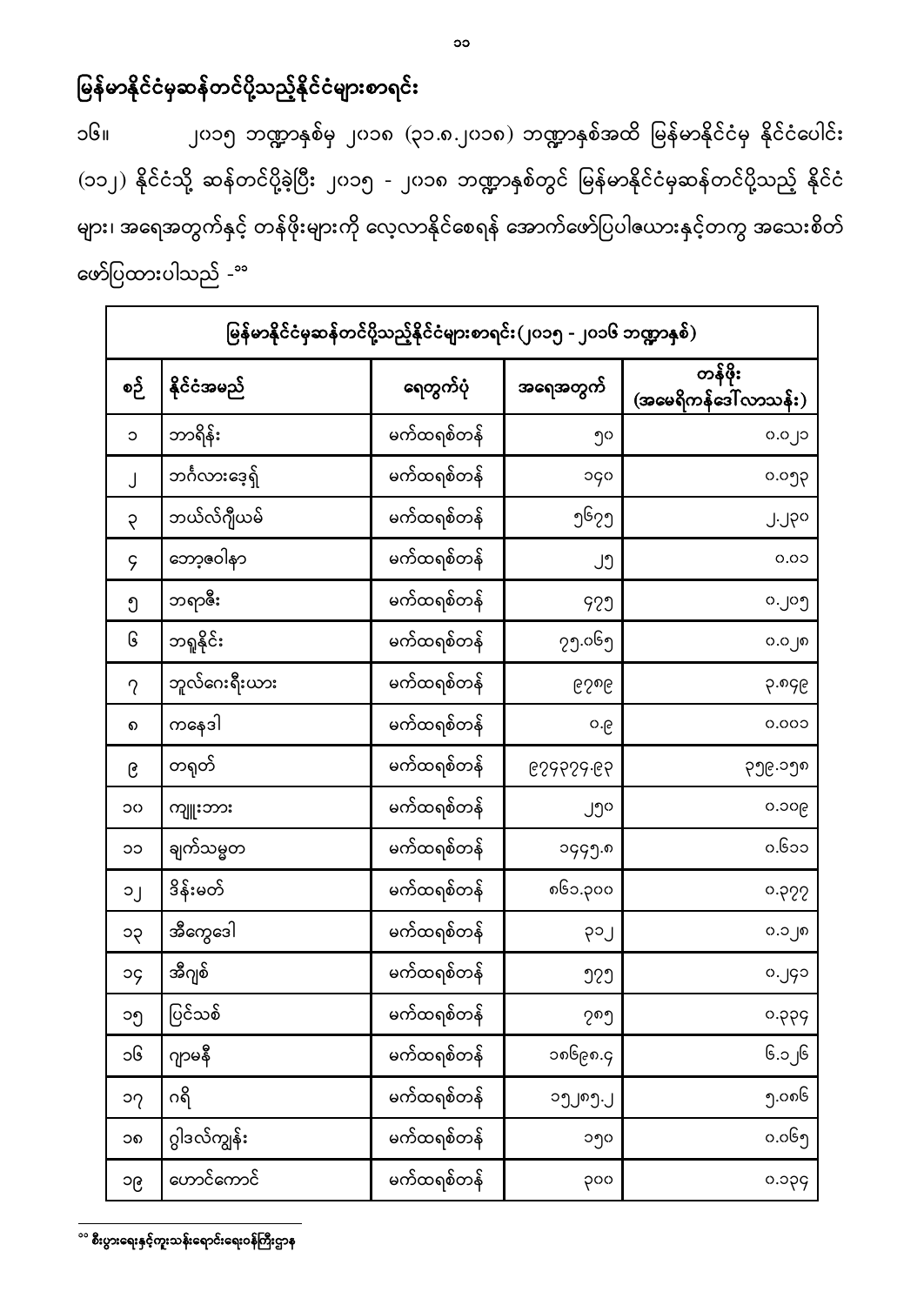## မြန်မာနိုင်ငံမှဆန်တင်ပို့သည့်နိုင်ငံများစာရင်း

၁၆။ ၂၀၁၅ ဘဏ္ဍာနှစ်မှ ၂၀၁၈ (၃၁.၈.၂၀၁၈) ဘဏ္ဍာနှစ်အထိ မြန်မာနိုင်ငံမှ နိုင်ငံပေါင်း (၁၁၂) နိုင်ငံသို့ ဆန်တင်ပို့ခဲ့ပြီး ၂၀၁၅ - ၂၀၁၈ ဘဏ္ဍာနှစ်တွင် မြန်မာနိုင်ငံမှဆန်တင်ပို့သည့် နိုင်ငံများ၊ အရေအတွက်နှင့် တန်ဖိုးများကို လေ့လာနိုင်စေရန် အောက်ဖော်ပြပါဇယားနှင့်တကွ အသေးစိတ်ဖော်ပြထားပါသည် -[၁၁]

| မြန်မာနိုင်ငံမှဆန်တင်ပို့သည့်နိုင်ငံများစာရင်း(၂၀၁၅ - ၂၀၁၆ ဘဏ္ဍာနှစ်) | | | | |
|---|---|---|---|---|
| စဉ် | နိုင်ငံအမည် | ရေတွက်ပုံ | အရေအတွက် | တန်ဖိုး (အမေရိကန်ဒေါ်လာသန်း) |
| ၁ | ဘာရိန်း | မက်ထရစ်တန် | ၅၀ | ၀.၀၂ |
| ၂ | ဘင်္ဂလားဒေ့ရှ် | မက်ထရစ်တန် | ၁၄၀ | ၀.၀၅၃ |
| ၃ | ဘယ်လ်ဂျီယမ် | မက်ထရစ်တန် | ၅၆၇၅ | ၂.၂၃၀ |
| ၄ | ဘော့ဇဝါနာ | မက်ထရစ်တန် | ၂၅ | ၀.၀၁ |
| ၅ | ဘရာဇီး | မက်ထရစ်တန် | ၄၇၅ | ၀.၂၀၅ |
| ၆ | ဘရူနိုင်း | မက်ထရစ်တန် | ၇၅.၀၆၅ | ၀.၀၂၈ |
| ၇ | ဘူလ်ဂေးရီးယား | မက်ထရစ်တန် | ၉၇၈၉ | ၃.၈၄၉ |
| ၈ | ကနေဒါ | မက်ထရစ်တန် | ၀.၉ | ၀.၀၀၁ |
| ၉ | တရုတ် | မက်ထရစ်တန် | ၉၇၄၃၇၄.၉၃ | ၃၅၉.၁၅၈ |
| ၁၀ | ကျူးဘား | မက်ထရစ်တန် | ၂၅၀ | ၀.၁၀၉ |
| ၁၁ | ချက်သမ္မတ | မက်ထရစ်တန် | ၁၄၄၅.၈ | ၀.၆၁၁ |
| ၁၂ | ဒိန်းမတ် | မက်ထရစ်တန် | ၈၆၀.၃၀၀ | ၀.၃၇၇ |
| ၁၃ | အီကွေဒေါ | မက်ထရစ်တန် | ၃၁၂ | ၀.၁၂၈ |
| ၁၄ | အီဂျစ် | မက်ထရစ်တန် | ၅၇၅ | ၀.၂၄၀ |
| ၁၅ | ပြင်သစ် | မက်ထရစ်တန် | ၇၈၅ | ၀.၃၃၄ |
| ၁၆ | ဂျာမနီ | မက်ထရစ်တန် | ၁၈၆၉၈.၄ | ၆.၁၂၆ |
| ၁၇ | ဂရိ | မက်ထရစ်တန် | ၁၅၂၈၅.၂ | ၅.၀၈၆ |
| ၁၈ | ဝွါဒလ်ကျွန်း | မက်ထရစ်တန် | ၁၅၀ | ၀.၀၆၅ |
| ၁၉ | ဟောင်ကောင် | မက်ထရစ်တန် | ၃၀၀ | ၀.၁၃၄ |

[၁၁] စီးပွားရေးနှင့်ကူးသန်းရောင်းဝယ်ရေးဝန်ကြီးဌာန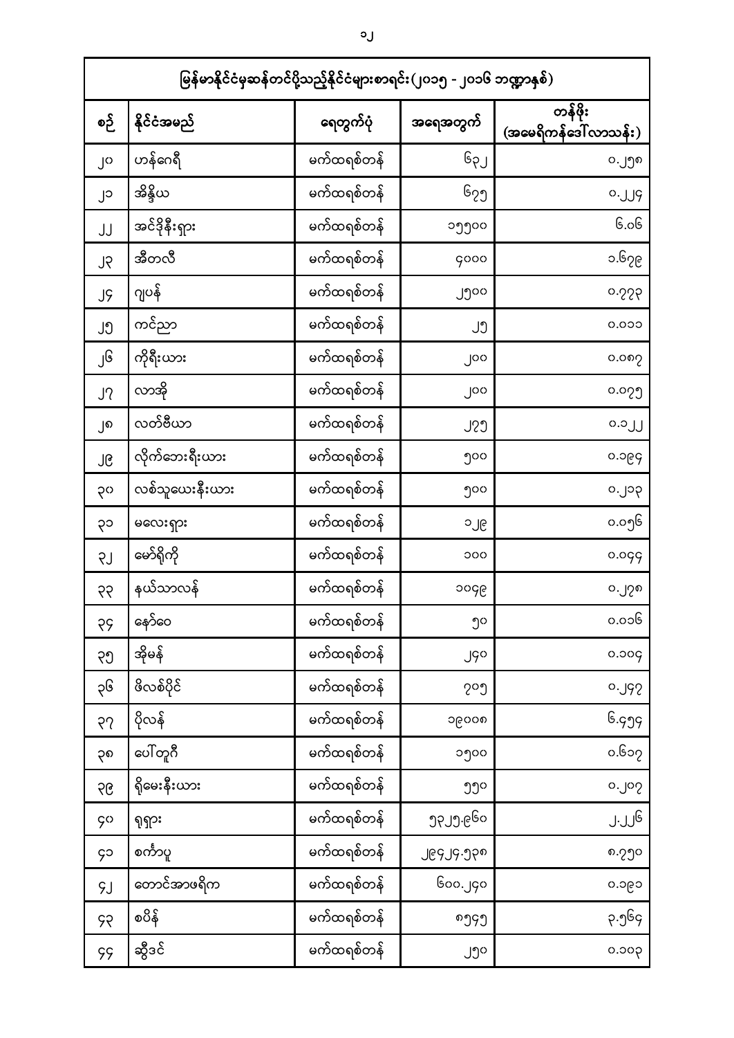| မြန်မာနိုင်ငံမှဆန်တင်ပို့သည့်နိုင်ငံများစာရင်း(၂၀၁၅ - ၂၀၁၆ ဘဏ္ဍာနှစ်) | | | | |
|---|---|---|---|---|
| စဉ် | နိုင်ငံအမည် | ရေတွက်ပုံ | အရေအတွက် | တန်ဖိုး (အမေရိကန်ဒေါ်လာသန်း) |
| ၂၀ | ဟန်ဂေရီ | မက်ထရစ်တန် | ၆၃၂ | ၀.၂၅၈ |
| ၂၁ | အိန္ဒိယ | မက်ထရစ်တန် | ၆၇၅ | ၀.၂၂၄ |
| ၂၂ | အင်ဒိုနီးရှား | မက်ထရစ်တန် | ၁၅၅၀၀ | ၆.၀၆ |
| ၂၃ | အီတလီ | မက်ထရစ်တန် | ၄၀၀၀ | ၁.၆၇၉ |
| ၂၄ | ဂျပန် | မက်ထရစ်တန် | ၂၅၀၀ | ၀.၇၇၃ |
| ၂၅ | ကင်ညာ | မက်ထရစ်တန် | ၂၅ | ၀.၀၁၁ |
| ၂၆ | ကိုရီးယား | မက်ထရစ်တန် | ၂၀၀ | ၀.၀၈၇ |
| ၂၇ | လာအို | မက်ထရစ်တန် | ၂၀၀ | ၀.၀၇၅ |
| ၂၈ | လတ်ဗီယာ | မက်ထရစ်တန် | ၂၇၅ | ၀.၁၂၂ |
| ၂၉ | လိုက်ဘေးရီးယား | မက်ထရစ်တန် | ၅၀၀ | ၀.၁၉၄ |
| ၃၀ | လစ်သူယေးနီးယား | မက်ထရစ်တန် | ၅၀၀ | ၀.၂၁၃ |
| ၃၁ | မလေးရှား | မက်ထရစ်တန် | ၁၂၉ | ၀.၀၅၆ |
| ၃၂ | မော်ရိုကို | မက်ထရစ်တန် | ၁၀၀ | ၀.၀၄၄ |
| ၃၃ | နယ်သာလန် | မက်ထရစ်တန် | ၁၀၄၉ | ၀.၂၇၈ |
| ၃၄ | နော်ဝေ | မက်ထရစ်တန် | ၅၀ | ၀.၀၁၆ |
| ၃၅ | အိုမန် | မက်ထရစ်တန် | ၂၄၀ | ၀.၁၀၄ |
| ၃၆ | ဖိလစ်ပိုင် | မက်ထရစ်တန် | ၇၀၅ | ၀.၂၄၇ |
| ၃၇ | ပိုလန် | မက်ထရစ်တန် | ၁၉၀၀၈ | ၆.၄၅၄ |
| ၃၈ | ပေါ်တူဂီ | မက်ထရစ်တန် | ၁၅၀၀ | ၀.၆၀၇ |
| ၃၉ | ရိုမေးနီးယား | မက်ထရစ်တန် | ၅၅၀ | ၀.၂၀၇ |
| ၄၀ | ရုရှား | မက်ထရစ်တန် | ၅၃၂၅.၉၆၀ | ၂.၂၂၆ |
| ၄၁ | စင်္ကာပူ | မက်ထရစ်တန် | ၂၉၄၂၄.၅၃၈ | ၈.၇၅၀ |
| ၄၂ | တောင်အာဖရိက | မက်ထရစ်တန် | ၆၀၀.၂၄၀ | ၀.၁၉၁ |
| ၄၃ | စပိန် | မက်ထရစ်တန် | ၈၅၄၅ | ၃.၅၆၄ |
| ၄၄ | ဆွီဒင် | မက်ထရစ်တန် | ၂၅၀ | ၀.၁၀၃ |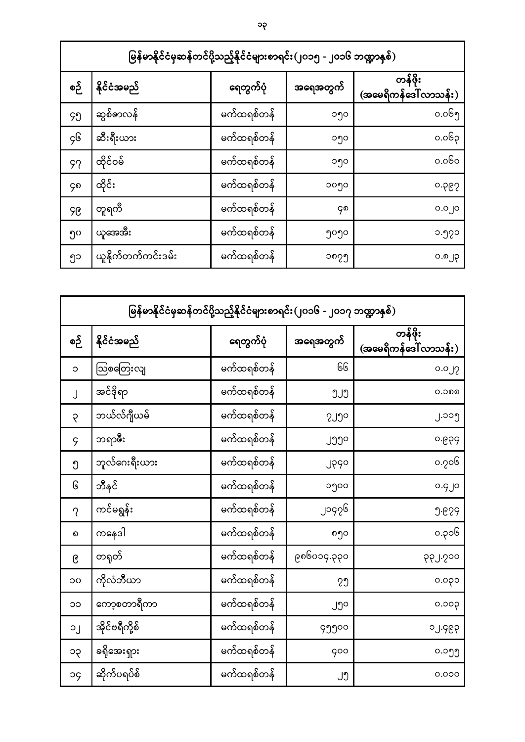| မြန်မာနိုင်ငံမှဆန်တင်ပို့သည့်နိုင်ငံများစာရင်း(၂၀၁၅ - ၂၀၁၆ ဘဏ္ဍာနှစ်) | | | | |
|---|---|---|---|---|
| စဉ် | နိုင်ငံအမည် | ရေတွက်ပုံ | အရေအတွက် | တန်ဖိုး (အမေရိကန်ဒေါ်လာသန်း) |
| ၄၅ | ဆွစ်ဇာလန် | မက်ထရစ်တန် | ၁၅၀ | ၀.၀၆၅ |
| ၄၆ | ဆီးရီးယား | မက်ထရစ်တန် | ၁၅၀ | ၀.၀၆၃ |
| ၄၇ | ထိုင်ဝမ် | မက်ထရစ်တန် | ၁၅၀ | ၀.၀၆၀ |
| ၄၈ | ထိုင်း | မက်ထရစ်တန် | ၁၀၅၀ | ၀.၃၉၇ |
| ၄၉ | တူရကီ | မက်ထရစ်တန် | ၄၈ | ၀.၀၂၀ |
| ၅၀ | ယူအေအီး | မက်ထရစ်တန် | ၅၀၅၀ | ၁.၅၇၁ |
| ၅၁ | ယူနိုက်တက်ကင်းဒမ်း | မက်ထရစ်တန် | ၁၈၇၅ | ၀.၈၂၃ |

| မြန်မာနိုင်ငံမှဆန်တင်ပို့သည့်နိုင်ငံများစာရင်း(၂၀၁၆ - ၂၀၁၇ ဘဏ္ဍာနှစ်) | | | | |
|---|---|---|---|---|
| စဉ် | နိုင်ငံအမည် | ရေတွက်ပုံ | အရေအတွက် | တန်ဖိုး (အမေရိကန်ဒေါ်လာသန်း) |
| ၁ | ဩစတြေးလျ | မက်ထရစ်တန် | ၆၆ | ၀.၀၂၇ |
| ၂ | အင်ဒိုရာ | မက်ထရစ်တန် | ၅၂၅ | ၀.၁၈၈ |
| ၃ | ဘယ်လ်ဂျီယမ် | မက်ထရစ်တန် | ၇၂၅၀ | ၂.၁၁၅ |
| ၄ | ဘရာဇီး | မက်ထရစ်တန် | ၂၅၅၀ | ၀.၉၃၄ |
| ၅ | ဘူလ်ဂေးရီးယား | မက်ထရစ်တန် | ၂၃၄၀ | ၀.၇၀၆ |
| ၆ | ဘီနင် | မက်ထရစ်တန် | ၁၅၀၀ | ၀.၄၂၀ |
| ၇ | ကင်မရွန်း | မက်ထရစ်တန် | ၂၁၄၇၆ | ၅.၉၇၄ |
| ၈ | ကနေဒါ | မက်ထရစ်တန် | ၈၅၀ | ၀.၃၁၆ |
| ၉ | တရုတ် | မက်ထရစ်တန် | ၉၈၆၀၁၄.၃၃၀ | ၃၃၂.၇၁၀ |
| ၁၀ | ကိုလံဘီယာ | မက်ထရစ်တန် | ၇၅ | ၀.၀၃၁ |
| ၁၁ | ကော့စတာရီကာ | မက်ထရစ်တန် | ၂၅၀ | ၀.၁၀၃ |
| ၁၂ | အိုင်ဗရီကို့စ် | မက်ထရစ်တန် | ၄၅၅၀၀ | ၁၂.၄၉၃ |
| ၁၃ | ခရိုအေးရှား | မက်ထရစ်တန် | ၄၀၀ | ၀.၁၅၅ |
| ၁၄ | ဆိုက်ပရပ်စ် | မက်ထရစ်တန် | ၂၅ | ၀.၀၁၀ |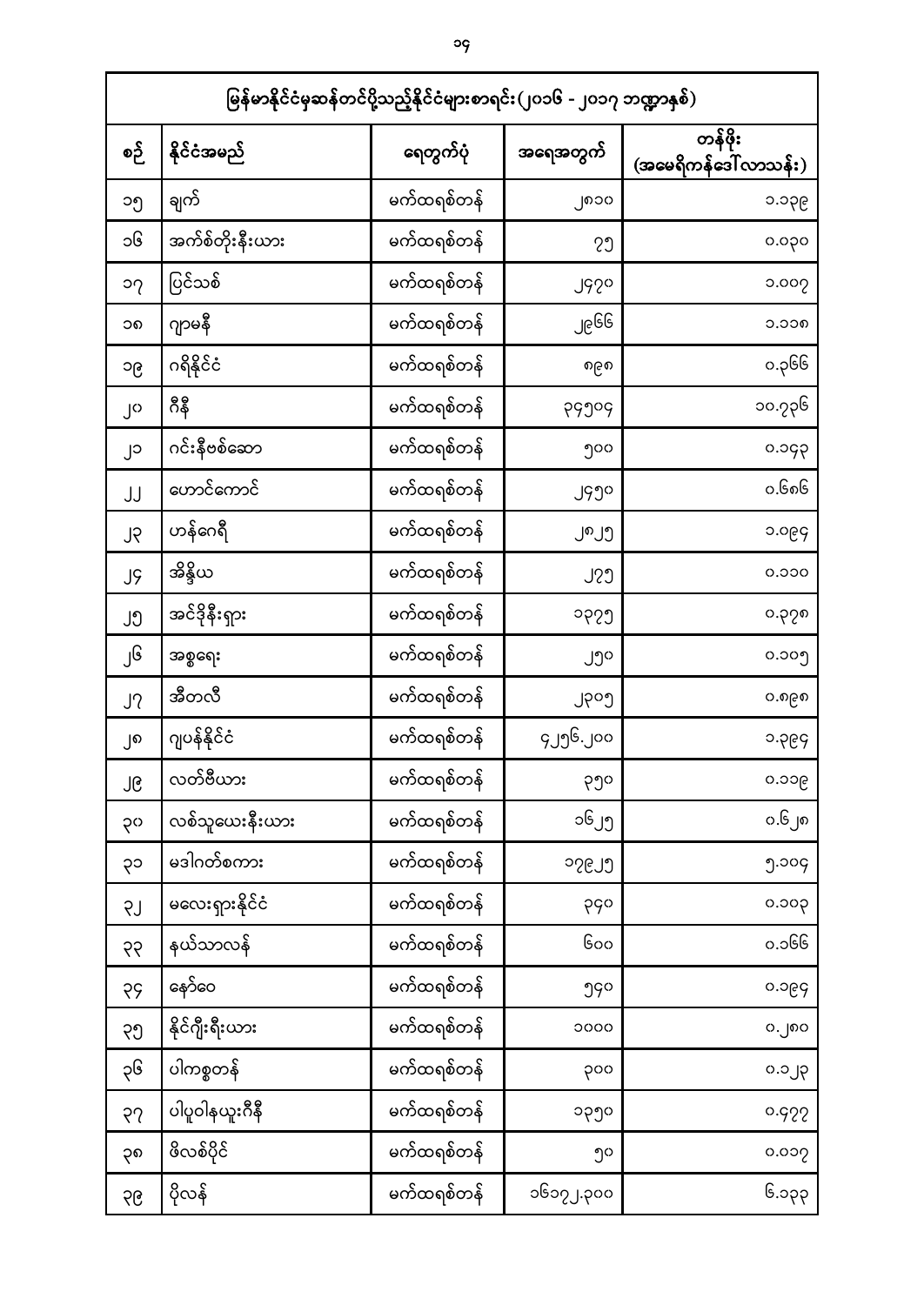| မြန်မာနိုင်ငံမှဆန်တင်ပို့သည့်နိုင်ငံများစာရင်း(၂၀၁၆ - ၂၀၁၇ ဘဏ္ဍာနှစ်) | | | | |
|---|---|---|---|---|
| စဉ် | နိုင်ငံအမည် | ရေတွက်ပုံ | အရေအတွက် | တန်ဖိုး (အမေရိကန်ဒေါ်လာသန်း) |
| ၁၅ | ချက် | မက်ထရစ်တန် | ၂၈၁၀ | ၁.၁၃၉ |
| ၁၆ | အက်စ်တိုးနီးယား | မက်ထရစ်တန် | ၇၅ | ၀.၀၃၀ |
| ၁၇ | ပြင်သစ် | မက်ထရစ်တန် | ၂၄၇၀ | ၁.၀၀၇ |
| ၁၈ | ဂျာမနီ | မက်ထရစ်တန် | ၂၉၆၆ | ၁.၁၁၈ |
| ၁၉ | ဂရိနိုင်ငံ | မက်ထရစ်တန် | ၈၉၈ | ၀.၃၆၆ |
| ၂၀ | ဂီနီ | မက်ထရစ်တန် | ၃၄၅၀၄ | ၁၀.၇၃၆ |
| ၂၁ | ဂင်းနီဗစ်ဆော | မက်ထရစ်တန် | ၅၀၀ | ၀.၁၄၃ |
| ၂၂ | ဟောင်ကောင် | မက်ထရစ်တန် | ၂၄၅၀ | ၀.၆၈၆ |
| ၂၃ | ဟန်ဂေရီ | မက်ထရစ်တန် | ၂၈၂၅ | ၁.၀၉၄ |
| ၂၄ | အိန္ဒိယ | မက်ထရစ်တန် | ၂၇၅ | ၀.၁၁၀ |
| ၂၅ | အင်ဒိုနီးရှား | မက်ထရစ်တန် | ၁၃၇၅ | ၀.၃၇၈ |
| ၂၆ | အစ္စရေး | မက်ထရစ်တန် | ၂၅၀ | ၀.၁၀၅ |
| ၂၇ | အီတလီ | မက်ထရစ်တန် | ၂၃၀၅ | ၀.၈၉၈ |
| ၂၈ | ဂျပန်နိုင်ငံ | မက်ထရစ်တန် | ၄၂၅၆.၂၀၀ | ၁.၃၉၄ |
| ၂၉ | လတ်ဗီယား | မက်ထရစ်တန် | ၃၅၀ | ၀.၁၁၉ |
| ၃၀ | လစ်သူယေးနီးယား | မက်ထရစ်တန် | ၁၆၂၅ | ၀.၆၂၈ |
| ၃၁ | မဒါဂတ်စကား | မက်ထရစ်တန် | ၁၇၉၂၅ | ၅.၁၀၄ |
| ၃၂ | မလေးရှားနိုင်ငံ | မက်ထရစ်တန် | ၃၄၀ | ၀.၁၀၃ |
| ၃၃ | နယ်သာလန် | မက်ထရစ်တန် | ၆၀၀ | ၀.၁၆၆ |
| ၃၄ | နော်ဝေ | မက်ထရစ်တန် | ၅၄၀ | ၀.၁၉၄ |
| ၃၅ | နိုင်ဂျီးရီးယား | မက်ထရစ်တန် | ၁၀၀၀ | ၀.၂၈၀ |
| ၃၆ | ပါကစ္စတန် | မက်ထရစ်တန် | ၃၀၀ | ၀.၁၂၃ |
| ၃၇ | ပါပူဝါနယူးဂီနီ | မက်ထရစ်တန် | ၁၃၅၀ | ၀.၄၇၇ |
| ၃၈ | ဖိလစ်ပိုင် | မက်ထရစ်တန် | ၅၀ | ၀.၀၁၇ |
| ၃၉ | ပိုလန် | မက်ထရစ်တန် | ၁၆၀၇၂.၃၀၀ | ၆.၁၃၃ |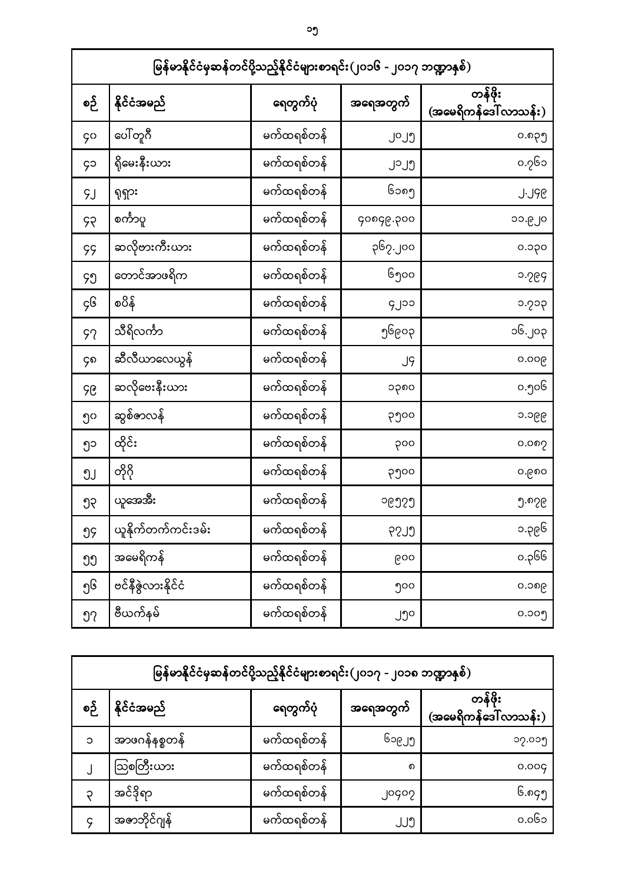| မြန်မာနိုင်ငံမှဆန်တင်ပို့သည့်နိုင်ငံများစာရင်း(၂၀၁၆ - ၂၀၁၇ ဘဏ္ဍာနှစ်) | | | | |
|---|---|---|---|---|
| စဉ် | နိုင်ငံအမည် | ရေတွက်ပုံ | အရေအတွက် | တန်ဖိုး (အမေရိကန်ဒေါ်လာသန်း) |
| ၄၀ | ပေါ်တူဂီ | မက်ထရစ်တန် | ၂၀၂၅ | ၀.၈၃၅ |
| ၄၁ | ရိုမေးနီးယား | မက်ထရစ်တန် | ၂၁၂၅ | ၀.၇၆၀ |
| ၄၂ | ရုရှား | မက်ထရစ်တန် | ၆၁၈၅ | ၂.၂၄၉ |
| ၄၃ | စင်္ကာပူ | မက်ထရစ်တန် | ၄၀၈၄၉.၃၀၀ | ၁၁.၉၂၀ |
| ၄၄ | ဆလိုဗားကီးယား | မက်ထရစ်တန် | ၃၆၇.၂၀၀ | ၀.၁၃၀ |
| ၄၅ | တောင်အာဖရိက | မက်ထရစ်တန် | ၆၅၀၀ | ၁.၇၉၄ |
| ၄၆ | စပိန် | မက်ထရစ်တန် | ၄၂၁၀ | ၁.၇၁၃ |
| ၄၇ | သီရိလင်္ကာ | မက်ထရစ်တန် | ၅၆၉၀၃ | ၁၆.၂၀၃ |
| ၄၈ | ဆီလီယာလေယွန် | မက်ထရစ်တန် | ၂၄ | ၀.၀၀၉ |
| ၄၉ | ဆလိုဗေးနီးယား | မက်ထရစ်တန် | ၁၃၈၀ | ၀.၅၀၆ |
| ၅၀ | ဆွစ်ဇာလန် | မက်ထရစ်တန် | ၃၅၀၀ | ၁.၁၉၉ |
| ၅၁ | ထိုင်း | မက်ထရစ်တန် | ၃၀၀ | ၀.၀၈၇ |
| ၅၂ | တိုဂို | မက်ထရစ်တန် | ၃၅၀၀ | ၀.၉၈၀ |
| ၅၃ | ယူအေအီး | မက်ထရစ်တန် | ၁၉၅၇၅ | ၅.၈၇၉ |
| ၅၄ | ယူနိုက်တက်ကင်းဒမ်း | မက်ထရစ်တန် | ၃၇၂၅ | ၁.၃၉၆ |
| ၅၅ | အမေရိကန် | မက်ထရစ်တန် | ၉၀၀ | ၀.၃၆၆ |
| ၅၆ | ဗင်နီဇွဲလားနိုင်ငံ | မက်ထရစ်တန် | ၅၀၀ | ၀.၁၈၉ |
| ၅၇ | ဗီယက်နမ် | မက်ထရစ်တန် | ၂၅၀ | ၀.၁၀၅ |

| မြန်မာနိုင်ငံမှဆန်တင်ပို့သည့်နိုင်ငံများစာရင်း(၂၀၁၇ - ၂၀၁၈ ဘဏ္ဍာနှစ်) | | | | |
|---|---|---|---|---|
| စဉ် | နိုင်ငံအမည် | ရေတွက်ပုံ | အရေအတွက် | တန်ဖိုး (အမေရိကန်ဒေါ်လာသန်း) |
| ၁ | အာဖဂန်နစ္စတန် | မက်ထရစ်တန် | ၆၁၉၂၅ | ၁၇.၀၁၅ |
| ၂ | သြစတြီးယား | မက်ထရစ်တန် | ၈ | ၀.၀၀၄ |
| ၃ | အင်ဒိုရာ | မက်ထရစ်တန် | ၂၀၄၀၇ | ၆.၈၄၅ |
| ၄ | အဇာဘိုင်ဂျန် | မက်ထရစ်တန် | ၂၂၅ | ၀.၀၆၀ |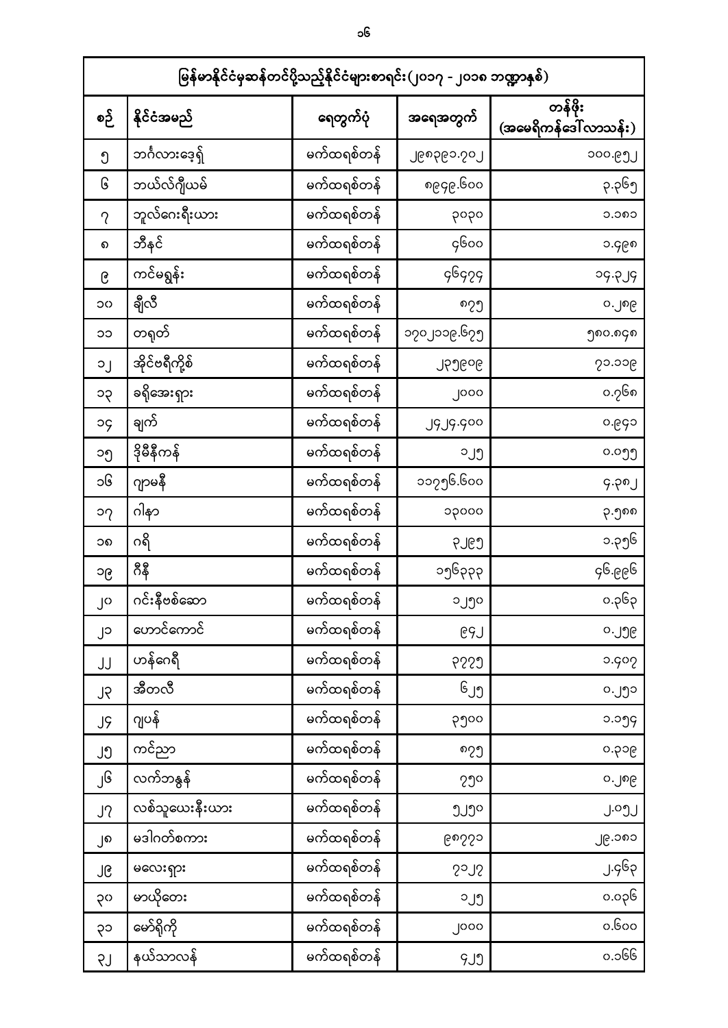| မြန်မာနိုင်ငံမှဆန်တင်ပို့သည့်နိုင်ငံများစာရင်း(၂၀၁၇ - ၂၀၁၈ ဘဏ္ဍာနှစ်) | | | | |
|---|---|---|---|---|
| စဉ် | နိုင်ငံအမည် | ရေတွက်ပုံ | အရေအတွက် | တန်ဖိုး (အမေရိကန်ဒေါ်လာသန်း) |
| ၅ | ဘင်္ဂလားဒေ့ရှ် | မက်ထရစ်တန် | ၂၉၈၃၉၁.၇၀၂ | ၁၀၀.၉၅၂ |
| ၆ | ဘယ်လ်ဂျီယမ် | မက်ထရစ်တန် | ၈၉၄၉.၆၀၀ | ၃.၃၆၅ |
| ၇ | ဘူလ်ဂေးရီးယား | မက်ထရစ်တန် | ၃၀၃၀ | ၁.၁၈၁ |
| ၈ | ဘီနင် | မက်ထရစ်တန် | ၄၆၀၀ | ၁.၄၉၈ |
| ၉ | ကင်မရွန်း | မက်ထရစ်တန် | ၄၆၄၇၄ | ၁၄.၃၂၄ |
| ၁၀ | ချီလီ | မက်ထရစ်တန် | ၈၇၅ | ၀.၂၈၉ |
| ၁၁ | တရုတ် | မက်ထရစ်တန် | ၁၇၀၂၁၁၉.၆၇၅ | ၅၈၀.၈၄၈ |
| ၁၂ | အိုင်ဗရီကို့စ် | မက်ထရစ်တန် | ၂၃၅၉၀၉ | ၇၁.၁၁၉ |
| ၁၃ | ခရိုအေးရှား | မက်ထရစ်တန် | ၂၀၀၀ | ၀.၇၆၈ |
| ၁၄ | ချက် | မက်ထရစ်တန် | ၂၄၂၄.၄၀၀ | ၀.၉၄၁ |
| ၁၅ | ဒိုမီနီကန် | မက်ထရစ်တန် | ၁၂၅ | ၀.၀၅၅ |
| ၁၆ | ဂျာမနီ | မက်ထရစ်တန် | ၁၁၇၅၆.၆၀၀ | ၄.၃၈၂ |
| ၁၇ | ဂါနာ | မက်ထရစ်တန် | ၁၃၀၀၀ | ၃.၅၈၈ |
| ၁၈ | ဂရိ | မက်ထရစ်တန် | ၃၂၉၅ | ၁.၃၅၆ |
| ၁၉ | ဂီနီ | မက်ထရစ်တန် | ၁၅၆၃၃၃ | ၄၆.၉၉၆ |
| ၂၀ | ဂင်းနီဗစ်ဆော | မက်ထရစ်တန် | ၁၂၅၀ | ၀.၃၆၃ |
| ၂၁ | ဟောင်ကောင် | မက်ထရစ်တန် | ၉၄၂ | ၀.၂၅၉ |
| ၂၂ | ဟန်ဂေရီ | မက်ထရစ်တန် | ၃၇၇၅ | ၁.၄၀၇ |
| ၂၃ | အီတလီ | မက်ထရစ်တန် | ၆၂၅ | ၀.၂၅၁ |
| ၂၄ | ဂျပန် | မက်ထရစ်တန် | ၃၅၀၀ | ၁.၁၅၄ |
| ၂၅ | ကင်ညာ | မက်ထရစ်တန် | ၈၇၅ | ၀.၃၁၉ |
| ၂၆ | လက်ဘနွန် | မက်ထရစ်တန် | ၇၅၀ | ၀.၂၈၉ |
| ၂၇ | လစ်သူယေးနီးယား | မက်ထရစ်တန် | ၅၂၅၀ | ၂.၀၅၂ |
| ၂၈ | မဒါဂတ်စကား | မက်ထရစ်တန် | ၉၈၇၇၁ | ၂၉.၁၈၁ |
| ၂၉ | မလေးရှား | မက်ထရစ်တန် | ၇၁၂၇ | ၂.၄၆၃ |
| ၃၀ | မာယိုတေး | မက်ထရစ်တန် | ၁၂၅ | ၀.၀၃၆ |
| ၃၁ | မော်ရိုကို | မက်ထရစ်တန် | ၂၀၀၀ | ၀.၆၀၀ |
| ၃၂ | နယ်သာလန် | မက်ထရစ်တန် | ၄၂၅ | ၀.၁၆၆ |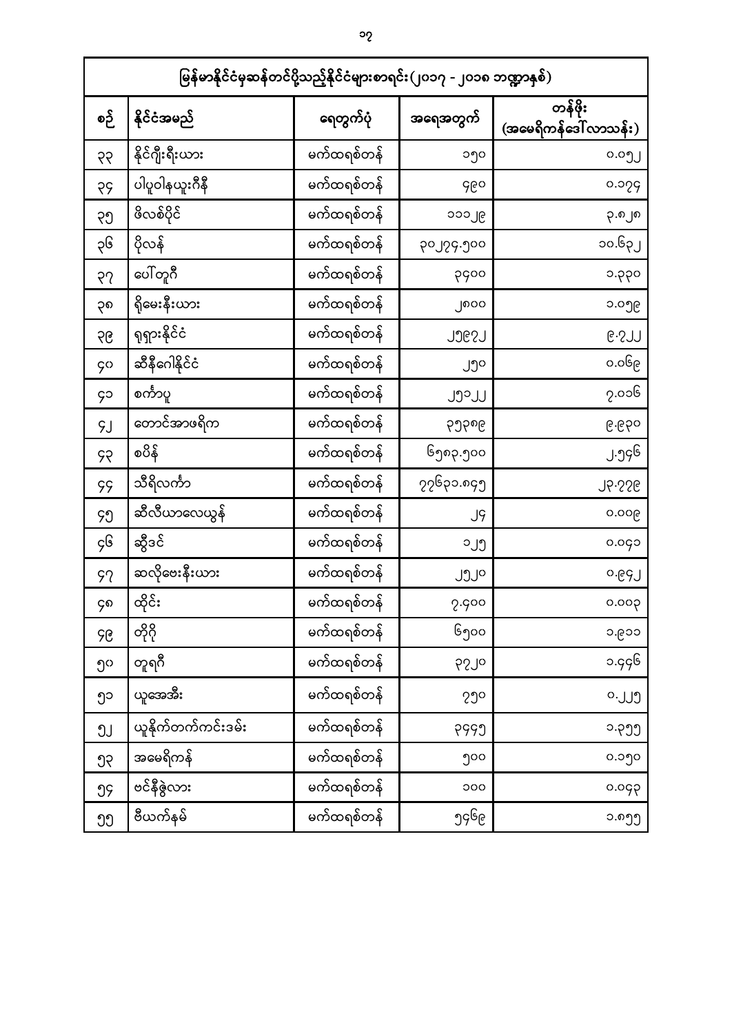| မြန်မာနိုင်ငံမှဆန်တင်ပို့သည့်နိုင်ငံများစာရင်း(၂၀၁၇ - ၂၀၁၈ ဘဏ္ဍာနှစ်) | | | | |
|---|---|---|---|---|
| စဉ် | နိုင်ငံအမည် | ရေတွက်ပုံ | အရေအတွက် | တန်ဖိုး (အမေရိကန်ဒေါ်လာသန်း) |
| ၃၃ | နိုင်ဂျီးရီးယား | မက်ထရစ်တန် | ၁၅၀ | ၀.၀၅၂ |
| ၃၄ | ပါပူဝါနယူးဂီနီ | မက်ထရစ်တန် | ၄၉၀ | ၀.၁၇၄ |
| ၃၅ | ဖိလစ်ပိုင် | မက်ထရစ်တန် | ၁၁၁၂၉ | ၃.၈၂၈ |
| ၃၆ | ပိုလန် | မက်ထရစ်တန် | ၃၀၂၇၄.၅၀၀ | ၁၀.၆၃၂ |
| ၃၇ | ပေါ်တူဂီ | မက်ထရစ်တန် | ၃၄၀၀ | ၁.၃၃၀ |
| ၃၈ | ရိုမေးနီးယား | မက်ထရစ်တန် | ၂၈၀၀ | ၁.၀၅၉ |
| ၃၉ | ရုရှားနိုင်ငံ | မက်ထရစ်တန် | ၂၅၉၇၂ | ၉.၇၂၂ |
| ၄၀ | ဆီနီဂေါနိုင်ငံ | မက်ထရစ်တန် | ၂၅၀ | ၀.၀၆၉ |
| ၄၁ | စင်္ကာပူ | မက်ထရစ်တန် | ၂၅၁၂၂ | ၇.၀၁၆ |
| ၄၂ | တောင်အာဖရိက | မက်ထရစ်တန် | ၃၅၃၈၉ | ၉.၉၃၀ |
| ၄၃ | စပိန် | မက်ထရစ်တန် | ၆၅၈၃.၅၀၀ | ၂.၅၄၆ |
| ၄၄ | သီရိလင်္ကာ | မက်ထရစ်တန် | ၇၇၆၃၀.၈၄၅ | ၂၃.၇၇၉ |
| ၄၅ | ဆီလီယာလေယွန် | မက်ထရစ်တန် | ၂၄ | ၀.၀၀၉ |
| ၄၆ | ဆွီဒင် | မက်ထရစ်တန် | ၁၂၅ | ၀.၀၄၀ |
| ၄၇ | ဆလိုဗေးနီးယား | မက်ထရစ်တန် | ၂၅၂၀ | ၀.၉၄၂ |
| ၄၈ | ထိုင်း | မက်ထရစ်တန် | ၇.၄၀၀ | ၀.၀၀၃ |
| ၄၉ | တိုဂို | မက်ထရစ်တန် | ၆၅၀၀ | ၁.၉၁၁ |
| ၅၀ | တူရကီ | မက်ထရစ်တန် | ၃၇၂၀ | ၁.၄၄၆ |
| ၅၁ | ယူအေအီး | မက်ထရစ်တန် | ၇၅၀ | ၀.၂၂၅ |
| ၅၂ | ယူနိုက်တက်ကင်းဒမ်း | မက်ထရစ်တန် | ၃၄၄၅ | ၁.၃၅၅ |
| ၅၃ | အမေရိကန် | မက်ထရစ်တန် | ၅၀၀ | ၀.၁၅၀ |
| ၅၄ | ဗင်နီဇွဲလား | မက်ထရစ်တန် | ၁၀၀ | ၀.၀၄၃ |
| ၅၅ | ဗီယက်နမ် | မက်ထရစ်တန် | ၅၄၆၉ | ၁.၈၅၅ |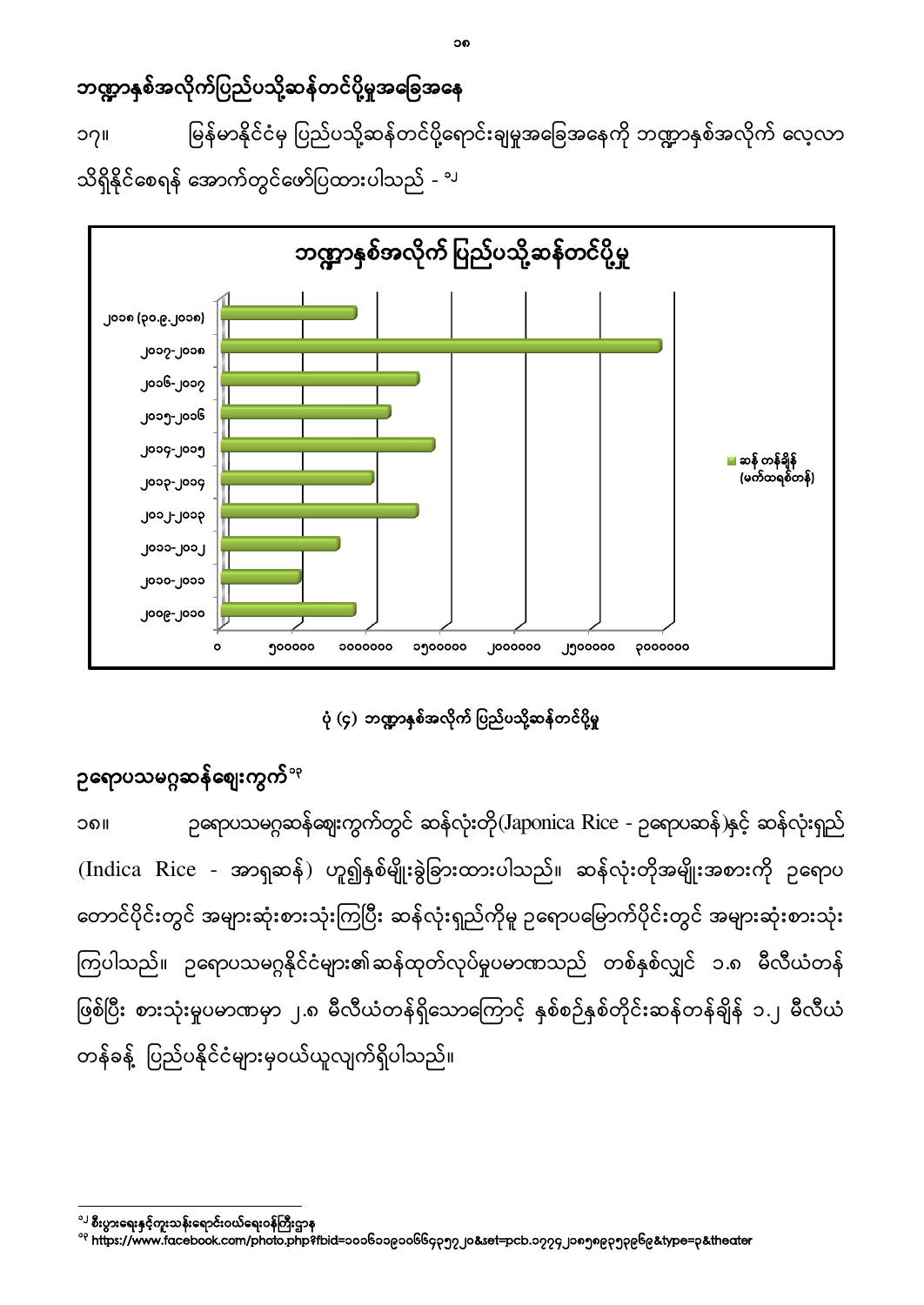## ဘဏ္ဍာနှစ်အလိုက်ပြည်ပသို့ဆန်တင်ပို့မှုအခြေအနေ

၁၇။ မြန်မာနိုင်ငံမှ ပြည်ပသို့ဆန်တင်ပို့ရောင်းချမှုအခြေအနေကို ဘဏ္ဍာနှစ်အလိုက် လေ့လာသိရှိနိုင်စေရန် အောက်တွင်ဖော်ပြထားပါသည် - [၁၂]

**ဘဏ္ဍာနှစ်အလိုက် ပြည်ပသို့ဆန်တင်ပို့မှု**

(ဆန် တန်ချိန် (မက်ထရစ်တန်))

| ဘဏ္ဍာနှစ် |
|---|
| ၂၀၁၈ (၃၀.၉.၂၀၁၈) |
| ၂၀၁၇-၂၀၁၈ |
| ၂၀၁၆-၂၀၁၇ |
| ၂၀၁၅-၂၀၁၆ |
| ၂၀၁၄-၂၀၁၅ |
| ၂၀၁၃-၂၀၁၄ |
| ၂၀၁၂-၂၀၁၃ |
| ၂၀၁၁-၂၀၁၂ |
| ၂၀၁၀-၂၀၁၁ |
| ၂၀၀၉-၂၀၁၀ |

ပုံ (၄) ဘဏ္ဍာနှစ်အလိုက် ပြည်ပသို့ဆန်တင်ပို့မှု

## ဥရောပသမဂ္ဂဆန်ဈေးကွက်[၁၃]

၁၈။ ဥရောပသမဂ္ဂဆန်ဈေးကွက်တွင် ဆန်လုံးတို(Japonica Rice - ဥရောပဆန်)နှင့် ဆန်လုံးရှည် (Indica Rice - အာရှဆန်) ဟူ၍နှစ်မျိုးခွဲခြားထားပါသည်။ ဆန်လုံးတိုအမျိုးအစားကို ဥရောပတောင်ပိုင်းတွင် အများဆုံးစားသုံးကြပြီး ဆန်လုံးရှည်ကိုမူ ဥရောပမြောက်ပိုင်းတွင် အများဆုံးစားသုံးကြပါသည်။ ဥရောပသမဂ္ဂနိုင်ငံများ၏ဆန်ထုတ်လုပ်မှုပမာဏသည် တစ်နှစ်လျှင် ၁.၈ မီလီယံတန်ဖြစ်ပြီး စားသုံးမှုပမာဏမှာ ၂.၈ မီလီယံတန်ရှိသောကြောင့် နှစ်စဉ်နှစ်တိုင်းဆန်တန်ချိန် ၁.၂ မီလီယံတန်ခန့် ပြည်ပနိုင်ငံများမှဝယ်ယူလျက်ရှိပါသည်။

---

[၁၂] စီးပွားရေးနှင့်ကူးသန်းရောင်းဝယ်ရေးဝန်ကြီးဌာန

[၁၃] https://www.facebook.com/photo.php?fbid=၁၀၁၆၁၁၃၀၀၆၆၄၃၅၇၂၀&set=pcb.၁၇၇၄၂၈၅၈၉၃၅၃၉၆၉&type=၃&theater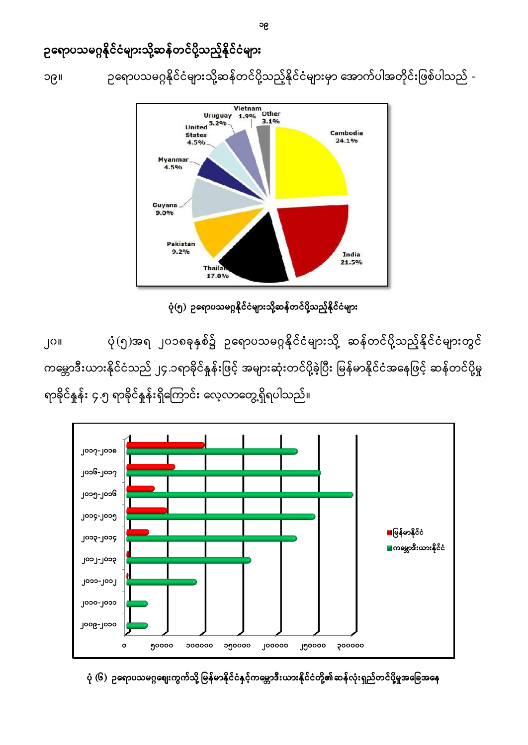## ဥရောပသမဂ္ဂနိုင်ငံများသို့ဆန်တင်ပို့သည့်နိုင်ငံများ

၁၉။ ဥရောပသမဂ္ဂနိုင်ငံများသို့ဆန်တင်ပို့သည့်နိုင်ငံများမှာ အောက်ပါအတိုင်းဖြစ်ပါသည် -

ပုံ(၅) ဥရောပသမဂ္ဂနိုင်ငံများသို့ဆန်တင်ပို့သည့်နိုင်ငံများ

၂၀။ ပုံ(၅)အရ ၂၀၁၈ခုနှစ်၌ ဥရောပသမဂ္ဂနိုင်ငံများသို့ ဆန်တင်ပို့သည့်နိုင်ငံများတွင် ကမ္ဘောဒီးယားနိုင်ငံသည် ၂၄.၁ရာခိုင်နှုန်းဖြင့် အများဆုံးတင်ပို့ခဲ့ပြီး မြန်မာနိုင်ငံအနေဖြင့် ဆန်တင်ပို့မှု ရာခိုင်နှုန်း ၄.၅ ရာခိုင်နှုန်းရှိကြောင်း လေ့လာတွေ့ရှိရပါသည်။

ပုံ (၆) ဥရောပသမဂ္ဂဈေးကွက်သို့ မြန်မာနိုင်ငံနှင့်ကမ္ဘောဒီးယားနိုင်ငံတို့၏ ဆန်လုံးရှည်တင်ပို့မှုအခြေအနေ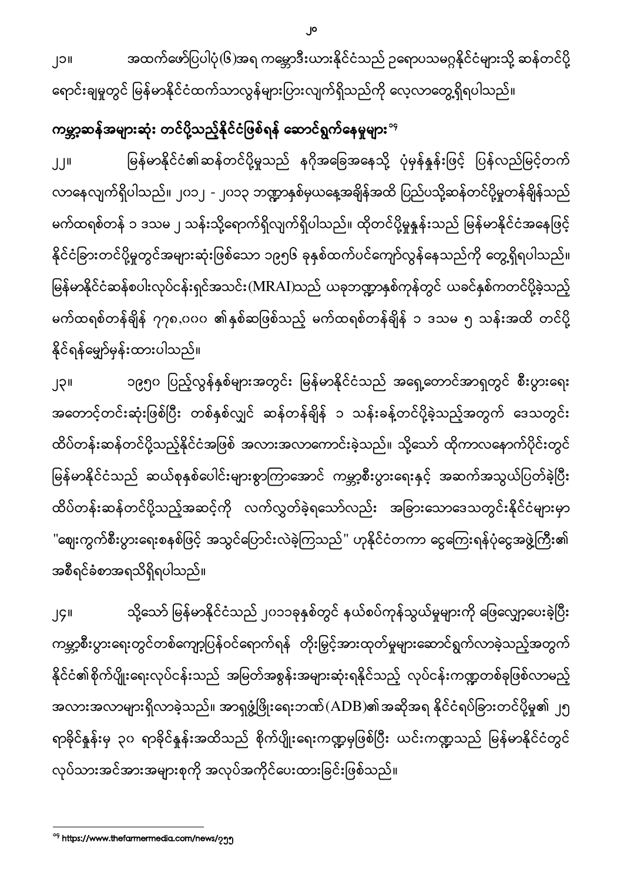၂၁။ အထက်ဖော်ပြပါပုံ(၆)အရ ကမ္ဘောဒီးယားနိုင်ငံသည် ဥရောပသမဂ္ဂနိုင်ငံများသို့ ဆန်တင်ပို့ရောင်းချမှုတွင် မြန်မာနိုင်ငံထက်သာလွန်များပြားလျက်ရှိသည်ကို လေ့လာတွေ့ရှိရပါသည်။

## ကမ္ဘာ့ဆန်အများဆုံး တင်ပို့သည့်နိုင်ငံဖြစ်ရန် ဆောင်ရွက်နေမှုများ[၁၄]

၂၂။ မြန်မာနိုင်ငံ၏ဆန်တင်ပို့မှုသည် နဂိုအခြေအနေသို့ ပုံမှန်နှုန်းဖြင့် ပြန်လည်မြင့်တက်လာနေလျက်ရှိပါသည်။ ၂၀၁၂ - ၂၀၁၃ ဘဏ္ဍာနှစ်မှယနေ့အချိန်အထိ ပြည်ပသို့ဆန်တင်ပို့မှုတန်ချိန်သည် မက်ထရစ်တန် ၁ ဒသမ ၂ သန်းသို့ရောက်ရှိလျက်ရှိပါသည်။ ထိုတင်ပို့မှုနှုန်းသည် မြန်မာနိုင်ငံအနေဖြင့် နိုင်ငံခြားတင်ပို့မှုတွင်အများဆုံးဖြစ်သော ၁၉၅၆ ခုနှစ်ထက်ပင်ကျော်လွန်နေသည်ကို တွေ့ရှိရပါသည်။ မြန်မာနိုင်ငံဆန်စပါးလုပ်ငန်းရှင်အသင်း(MRAI)သည် ယခုဘဏ္ဍာနှစ်ကုန်တွင် ယခင်နှစ်ကတင်ပို့ခဲ့သည့် မက်ထရစ်တန်ချိန် ၇၇၈,၀၀၀ ၏နှစ်ဆဖြစ်သည့် မက်ထရစ်တန်ချိန် ၁ ဒသမ ၅ သန်းအထိ တင်ပို့နိုင်ရန်မျှော်မှန်းထားပါသည်။

၂၃။ ၁၉၅၀ ပြည့်လွန်နှစ်များအတွင်း မြန်မာနိုင်ငံသည် အရှေ့တောင်အာရှတွင် စီးပွားရေးအတောင့်တင်းဆုံးဖြစ်ပြီး တစ်နှစ်လျှင် ဆန်တန်ချိန် ၁ သန်းခန့်တင်ပို့ခဲ့သည့်အတွက် ဒေသတွင်းထိပ်တန်းဆန်တင်ပို့သည့်နိုင်ငံအဖြစ် အလားအလာကောင်းခဲ့သည်။ သို့သော် ထိုကာလနောက်ပိုင်းတွင် မြန်မာနိုင်ငံသည် ဆယ်စုနှစ်ပေါင်းများစွာကြာအောင် ကမ္ဘာ့စီးပွားရေးနှင့် အဆက်အသွယ်ပြတ်ခဲ့ပြီး ထိပ်တန်းဆန်တင်ပို့သည့်အဆင့်ကို လက်လွှတ်ခဲ့ရသော်လည်း အခြားသောဒေသတွင်းနိုင်ငံများမှာ "စျေးကွက်စီးပွားရေးစနစ်ဖြင့် အသွင်ပြောင်းလဲခဲ့ကြသည်" ဟုနိုင်ငံတကာ ငွေကြေးရန်ပုံငွေအဖွဲ့ကြီး၏ အစီရင်ခံစာအရသိရှိရပါသည်။

၂၄။ သို့သော် မြန်မာနိုင်ငံသည် ၂၀၁၁ခုနှစ်တွင် နယ်စပ်ကုန်သွယ်မှုများကို ဖြေလျှော့ပေးခဲ့ပြီး ကမ္ဘာ့စီးပွားရေးတွင်တစ်ကျော့ပြန်ဝင်ရောက်ရန် တိုးမြှင့်အားထုတ်မှုများဆောင်ရွက်လာခဲ့သည့်အတွက် နိုင်ငံ၏စိုက်ပျိုးရေးလုပ်ငန်းသည် အမြတ်အစွန်းအများဆုံးရနိုင်သည့် လုပ်ငန်းကဏ္ဍတစ်ခုဖြစ်လာမည့် အလားအလာများရှိလာခဲ့သည်။ အာရှဖွံ့ဖြိုးရေးဘဏ်(ADB)၏အဆိုအရ နိုင်ငံရပ်ခြားတင်ပို့မှု၏ ၂၅ ရာခိုင်နှုန်းမှ ၃၀ ရာခိုင်နှုန်းအထိသည် စိုက်ပျိုးရေးကဏ္ဍမှဖြစ်ပြီး ယင်းကဏ္ဍသည် မြန်မာနိုင်ငံတွင် လုပ်သားအင်အားအများစုကို အလုပ်အကိုင်ပေးထားခြင်းဖြစ်သည်။

---

[၁၄] https://www.thefarmermedia.com/news/၇၅၅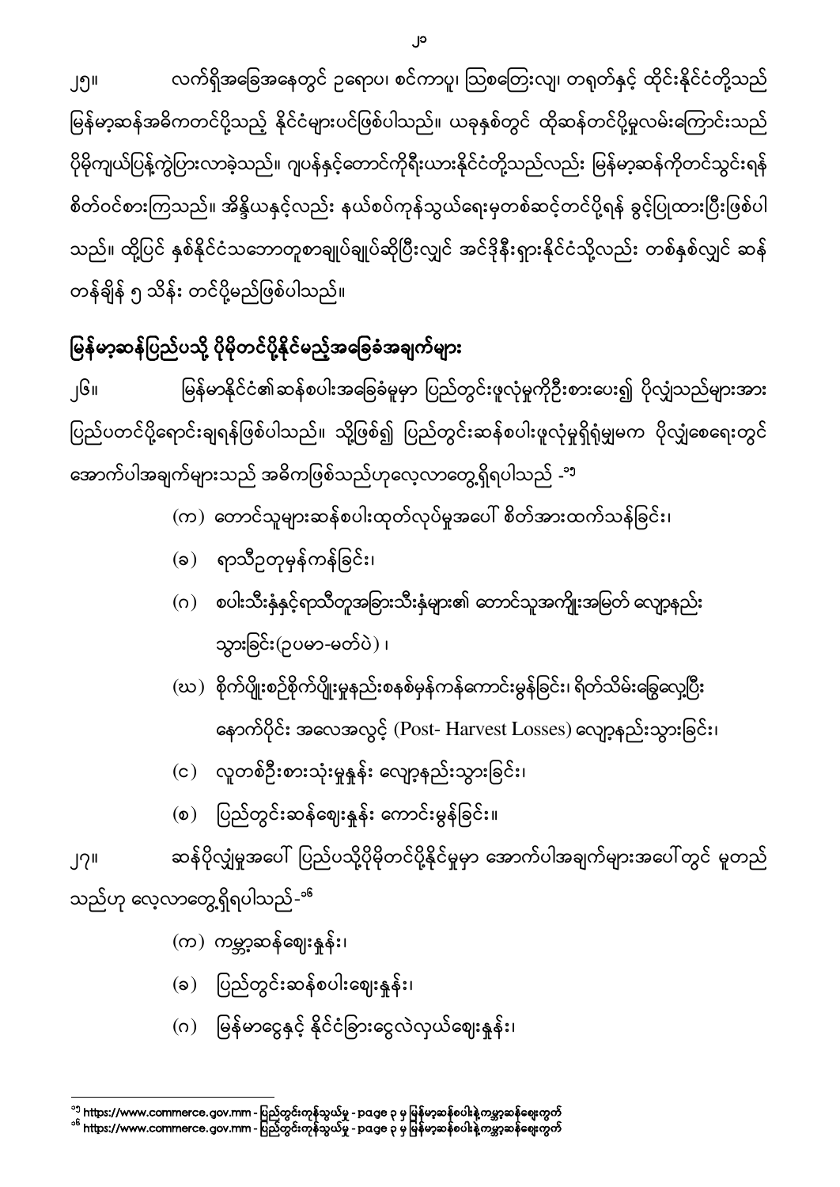၂၅။ လက်ရှိအခြေအနေတွင် ဥရောပ၊ စင်ကာပူ၊ သြစတြေးလျ၊ တရုတ်နှင့် ထိုင်းနိုင်ငံတို့သည် မြန်မာ့ဆန်အဓိကတင်ပို့သည့် နိုင်ငံများပင်ဖြစ်ပါသည်။ ယခုနှစ်တွင် ထိုဆန်တင်ပို့မှုလမ်းကြောင်းသည် ပိုမိုကျယ်ပြန့်ကွဲပြားလာခဲ့သည်။ ဂျပန်နှင့်တောင်ကိုရီးယားနိုင်ငံတို့သည်လည်း မြန်မာ့ဆန်ကိုတင်သွင်းရန် စိတ်ဝင်စားကြသည်။ အိန္ဒိယနှင့်လည်း နယ်စပ်ကုန်သွယ်ရေးမှတစ်ဆင့်တင်ပို့ရန် ခွင့်ပြုထားပြီးဖြစ်ပါသည်။ ထို့ပြင် နှစ်နိုင်ငံသဘောတူစာချုပ်ချုပ်ဆိုပြီးလျှင် အင်ဒိုနီးရှားနိုင်ငံသို့လည်း တစ်နှစ်လျှင် ဆန်တန်ချိန် ၅ သိန်း တင်ပို့မည်ဖြစ်ပါသည်။

## မြန်မာ့ဆန်ပြည်ပသို့ ပိုမိုတင်ပို့နိုင်မည့်အခြေခံအချက်များ

၂၆။ မြန်မာနိုင်ငံ၏ဆန်စပါးအခြေခံမူမှာ ပြည်တွင်းဖူလုံမှုကိုဦးစားပေး၍ ပိုလျှံသည်များအား ပြည်ပတင်ပို့ရောင်းချရန်ဖြစ်ပါသည်။ သို့ဖြစ်၍ ပြည်တွင်းဆန်စပါးဖူလုံမှုရှိရုံမျှမက ပိုလျှံစေရေးတွင် အောက်ပါအချက်များသည် အဓိကဖြစ်သည်ဟုလေ့လာတွေ့ရှိရပါသည် -[၁၅]

(က) တောင်သူများဆန်စပါးထုတ်လုပ်မှုအပေါ် စိတ်အားထက်သန်ခြင်း၊

(ခ) ရာသီဥတုမှန်ကန်ခြင်း၊

(ဂ) စပါးသီးနှံနှင့်ရာသီတူအခြားသီးနှံများ၏ တောင်သူအကျိုးအမြတ် လျော့နည်းသွားခြင်း(ဥပမာ-မတ်ပဲ)၊

(ဃ) စိုက်ပျိုးစဉ်စိုက်ပျိုးမှုနည်းစနစ်မှန်ကန်ကောင်းမွန်ခြင်း၊ ရိတ်သိမ်းခြွေလှေ့ပြီးနောက်ပိုင်း အလေအလွင့် (Post- Harvest Losses) လျော့နည်းသွားခြင်း၊

(င) လူတစ်ဦးစားသုံးမှုနှုန်း လျော့နည်းသွားခြင်း၊

(စ) ပြည်တွင်းဆန်ဈေးနှုန်း ကောင်းမွန်ခြင်း။

၂၇။ ဆန်ပိုလျှံမှုအပေါ် ပြည်ပသို့ပိုမိုတင်ပို့နိုင်မှုမှာ အောက်ပါအချက်များအပေါ်တွင် မူတည်သည်ဟု လေ့လာတွေ့ရှိရပါသည်-[၁၆]

(က) ကမ္ဘာ့ဆန်ဈေးနှုန်း၊

(ခ) ပြည်တွင်းဆန်စပါးဈေးနှုန်း၊

(ဂ) မြန်မာငွေနှင့် နိုင်ငံခြားငွေလဲလှယ်ဈေးနှုန်း၊

---

[၁၅] https://www.commerce.gov.mm - ပြည်တွင်းကုန်သွယ်မှု - page ၃ မှ မြန်မာ့ဆန်စပါးနဲ့ကမ္ဘာ့ဆန်ဈေးကွက်

[၁၆] https://www.commerce.gov.mm - ပြည်တွင်းကုန်သွယ်မှု - page ၃ မှ မြန်မာ့ဆန်စပါးနဲ့ကမ္ဘာ့ဆန်ဈေးကွက်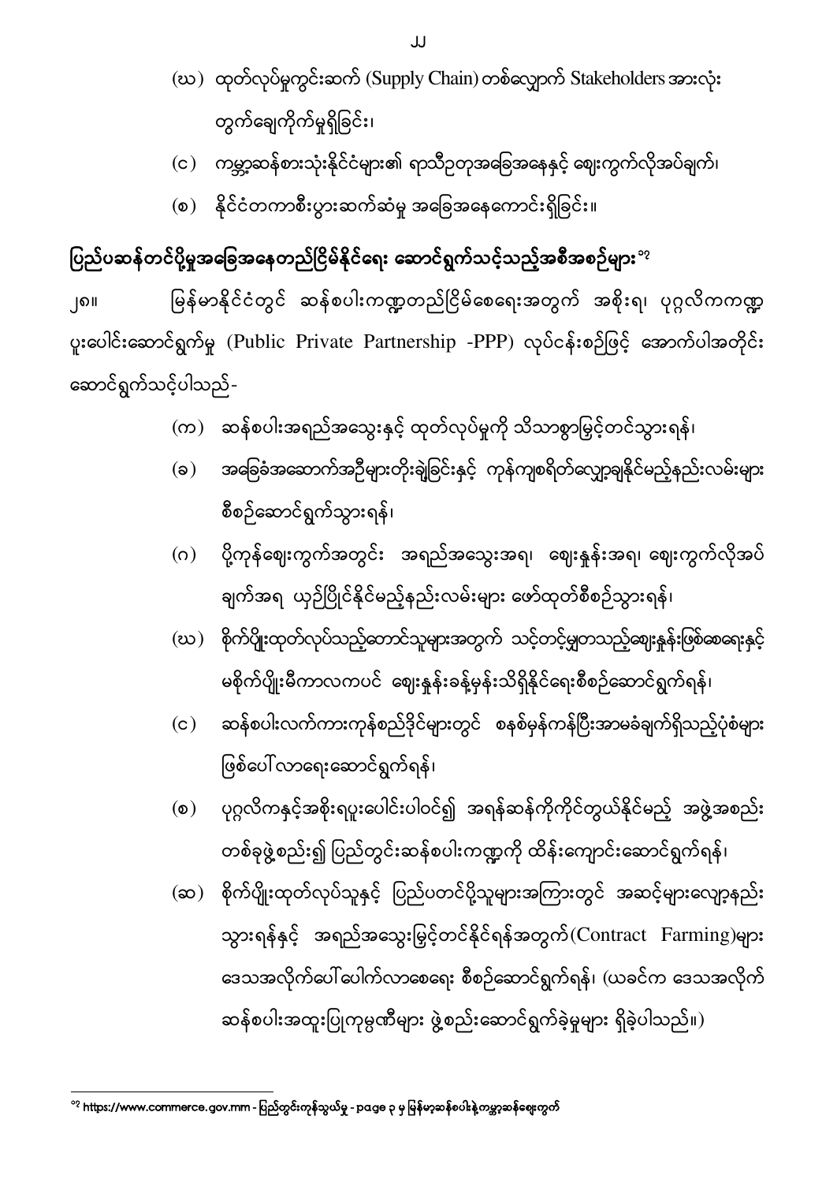(ဃ) ထုတ်လုပ်မှုကွင်းဆက် (Supply Chain) တစ်လျှောက် Stakeholders အားလုံး တွက်ချေကိုက်မှုရှိခြင်း၊

(င) ကမ္ဘာ့ဆန်စားသုံးနိုင်ငံများ၏ ရာသီဥတုအခြေအနေနှင့် ဈေးကွက်လိုအပ်ချက်၊

(စ) နိုင်ငံတကာစီးပွားဆက်ဆံမှု အခြေအနေကောင်းရှိခြင်း။

## ပြည်ပဆန်တင်ပို့မှုအခြေအနေတည်ငြိမ်နိုင်ရေး ဆောင်ရွက်သင့်သည့်အစီအစဉ်များ[၁၇]

၂၈။ မြန်မာနိုင်ငံတွင် ဆန်စပါးကဏ္ဍတည်ငြိမ်စေရေးအတွက် အစိုးရ၊ ပုဂ္ဂလိကကဏ္ဍ ပူးပေါင်းဆောင်ရွက်မှု (Public Private Partnership -PPP) လုပ်ငန်းစဉ်ဖြင့် အောက်ပါအတိုင်း ဆောင်ရွက်သင့်ပါသည်-

(က) ဆန်စပါးအရည်အသွေးနှင့် ထုတ်လုပ်မှုကို သိသာစွာမြှင့်တင်သွားရန်၊

(ခ) အခြေခံအဆောက်အဦများတိုးချဲ့ခြင်းနှင့် ကုန်ကျစရိတ်လျှော့ချနိုင်မည့်နည်းလမ်းများ စီစဉ်ဆောင်ရွက်သွားရန်၊

(ဂ) ပို့ကုန်ဈေးကွက်အတွင်း အရည်အသွေးအရ၊ ဈေးနှုန်းအရ၊ ဈေးကွက်လိုအပ်ချက်အရ ယှဉ်ပြိုင်နိုင်မည့်နည်းလမ်းများ ဖော်ထုတ်စီစဉ်သွားရန်၊

(ဃ) စိုက်ပျိုးထုတ်လုပ်သည့်တောင်သူများအတွက် သင့်တင့်မျှတသည့်ဈေးနှုန်းဖြစ်စေရေးနှင့် မစိုက်ပျိုးမီကာလကပင် ဈေးနှုန်းခန့်မှန်းသိရှိနိုင်ရေးစီစဉ်ဆောင်ရွက်ရန်၊

(င) ဆန်စပါးလက်ကားကုန်စည်ဒိုင်များတွင် စနစ်မှန်ကန်ပြီးအာမခံချက်ရှိသည့်ပုံစံများ ဖြစ်ပေါ်လာရေးဆောင်ရွက်ရန်၊

(စ) ပုဂ္ဂလိကနှင့်အစိုးရပူးပေါင်းပါဝင်၍ အရန်ဆန်ကိုကိုင်တွယ်နိုင်မည့် အဖွဲ့အစည်း တစ်ခုဖွဲ့စည်း၍ ပြည်တွင်းဆန်စပါးကဏ္ဍကို ထိန်းကျောင်းဆောင်ရွက်ရန်၊

(ဆ) စိုက်ပျိုးထုတ်လုပ်သူနှင့် ပြည်ပတင်ပို့သူများအကြားတွင် အဆင့်များလျော့နည်း သွားရန်နှင့် အရည်အသွေးမြှင့်တင်နိုင်ရန်အတွက်(Contract Farming)များ ဒေသအလိုက်ပေါ်ပေါက်လာစေရေး စီစဉ်ဆောင်ရွက်ရန်၊ (ယခင်က ဒေသအလိုက် ဆန်စပါးအထူးပြုကုမ္ပဏီများ ဖွဲ့စည်းဆောင်ရွက်ခဲ့မှုများ ရှိခဲ့ပါသည်။)

---

[၁၇] https://www.commerce.gov.mm - ပြည်တွင်းကုန်သွယ်မှု - page ၃ မှ မြန်မာ့ဆန်စပါးနဲ့ကမ္ဘာ့ဆန်ဈေးကွက်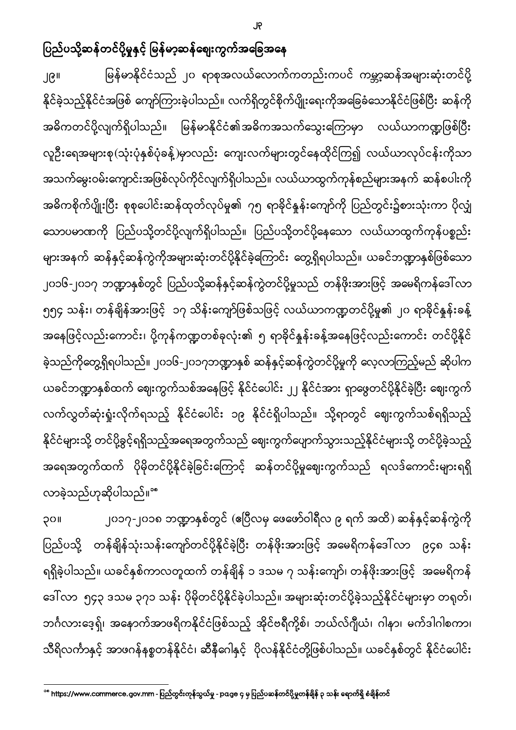## ပြည်ပသို့ဆန်တင်ပို့မှုနှင့် မြန်မာ့ဆန်ဈေးကွက်အခြေအနေ

၂၉။ မြန်မာနိုင်ငံသည် ၂၀ ရာစုအလယ်လောက်ကတည်းကပင် ကမ္ဘာ့ဆန်အများဆုံးတင်ပို့နိုင်ခဲ့သည့်နိုင်ငံအဖြစ် ကျော်ကြားခဲ့ပါသည်။ လက်ရှိတွင်စိုက်ပျိုးရေးကိုအခြေခံသောနိုင်ငံဖြစ်ပြီး ဆန်ကိုအဓိကတင်ပို့လျက်ရှိပါသည်။ မြန်မာနိုင်ငံ၏အဓိကအသက်သွေးကြောမှာ လယ်ယာကဏ္ဍဖြစ်ပြီး လူဦးရေအများစု(သုံးပုံနှစ်ပုံခန့်)မှာလည်း ကျေးလက်များတွင်နေထိုင်ကြ၍ လယ်ယာလုပ်ငန်းကိုသာအသက်မွေးဝမ်းကျောင်းအဖြစ်လုပ်ကိုင်လျက်ရှိပါသည်။ လယ်ယာထွက်ကုန်စည်များအနက် ဆန်စပါးကိုအဓိကစိုက်ပျိုးပြီး စုစုပေါင်းဆန်ထုတ်လုပ်မှု၏ ၇၅ ရာခိုင်နှုန်းကျော်ကို ပြည်တွင်း၌စားသုံးကာ ပိုလျှံသောပမာဏကို ပြည်ပသို့တင်ပို့လျက်ရှိပါသည်။ ပြည်ပသို့တင်ပို့နေသော လယ်ယာထွက်ကုန်ပစ္စည်းများအနက် ဆန်နှင့်ဆန်ကွဲကိုအများဆုံးတင်ပို့နိုင်ခဲ့ကြောင်း တွေ့ရှိရပါသည်။ ယခင်ဘဏ္ဍာနှစ်ဖြစ်သော ၂၀၁၆-၂၀၁၇ ဘဏ္ဍာနှစ်တွင် ပြည်ပသို့ဆန်နှင့်ဆန်ကွဲတင်ပို့မှုသည် တန်ဖိုးအားဖြင့် အမေရိကန်ဒေါ်လာ ၅၅၄ သန်း၊ တန်ချိန်အားဖြင့် ၁၇ သိန်းကျော်ဖြစ်သဖြင့် လယ်ယာကဏ္ဍတင်ပို့မှု၏ ၂၀ ရာခိုင်နှုန်းခန့်အနေဖြင့်လည်းကောင်း၊ ပို့ကုန်ကဏ္ဍတစ်ခုလုံး၏ ၅ ရာခိုင်နှုန်းခန့်အနေဖြင့်လည်းကောင်း တင်ပို့နိုင်ခဲ့သည်ကိုတွေ့ရှိရပါသည်။ ၂၀၁၆-၂၀၁၇ဘဏ္ဍာနှစ် ဆန်နှင့်ဆန်ကွဲတင်ပို့မှုကို လေ့လာကြည့်မည် ဆိုပါက ယခင်ဘဏ္ဍာနှစ်ထက် ဈေးကွက်သစ်အနေဖြင့် နိုင်ငံပေါင်း ၂၂ နိုင်ငံအား ရာဖွေတင်ပို့နိုင်ခဲ့ပြီး ဈေးကွက်လက်လွှတ်ဆုံးရှုံးလိုက်ရသည့် နိုင်ငံပေါင်း ၁၉ နိုင်ငံရှိပါသည်။ သို့ရာတွင် ဈေးကွက်သစ်ရရှိသည့်နိုင်ငံများသို့ တင်ပို့ခွင့်ရရှိသည့်အရေအတွက်သည် ဈေးကွက်ပျောက်သွားသည့်နိုင်ငံများသို့ တင်ပို့ခဲ့သည့်အရေအတွက်ထက် ပိုမိုတင်ပို့နိုင်ခဲ့ခြင်းကြောင့် ဆန်တင်ပို့မှုဈေးကွက်သည် ရလဒ်ကောင်းများရရှိလာခဲ့သည်ဟုဆိုပါသည်။[၁၈]

၃၀။ ၂၀၁၇-၂၀၁၈ ဘဏ္ဍာနှစ်တွင် (ဧပြီလမှ ဖေဖော်ဝါရီလ ၉ ရက် အထိ) ဆန်နှင့်ဆန်ကွဲကိုပြည်ပသို့ တန်ချိန်သုံးသန်းကျော်တင်ပို့နိုင်ခဲ့ပြီး တန်ဖိုးအားဖြင့် အမေရိကန်ဒေါ်လာ ၉၄၈ သန်းရရှိခဲ့ပါသည်။ ယခင်နှစ်ကာလတူထက် တန်ချိန် ၁ ဒသမ ၇ သန်းကျော်၊ တန်ဖိုးအားဖြင့် အမေရိကန်ဒေါ်လာ ၅၄၃ ဒသမ ၃၇၁ သန်း ပိုမိုတင်ပို့နိုင်ခဲ့ပါသည်။ အများဆုံးတင်ပို့ခဲ့သည့်နိုင်ငံများမှာ တရုတ်၊ ဘင်္ဂလားဒေ့ရှ်၊ အနောက်အာဖရိကနိုင်ငံဖြစ်သည့် အိုင်ဗရီကို့စ်၊ ဘယ်လ်ဂျီယံ၊ ဂါနာ၊ မက်ဒါဂါစကာ၊ သီရိလင်္ကာနှင့် အာဖဂန်နစ္စတန်နိုင်ငံ၊ ဆီနီဂေါနှင့် ပိုလန်နိုင်ငံတို့ဖြစ်ပါသည်။ ယခင်နှစ်တွင် နိုင်ငံပေါင်း

[၁၈] https://www.commerce.gov.mm - ပြည်တွင်းကုန်သွယ်မှု - page ၄ မှ ပြည်ပဆန်တင်ပို့မှုတန်ချိန် ၃ သန်း ရောက်ရှိ စံချိန်တင်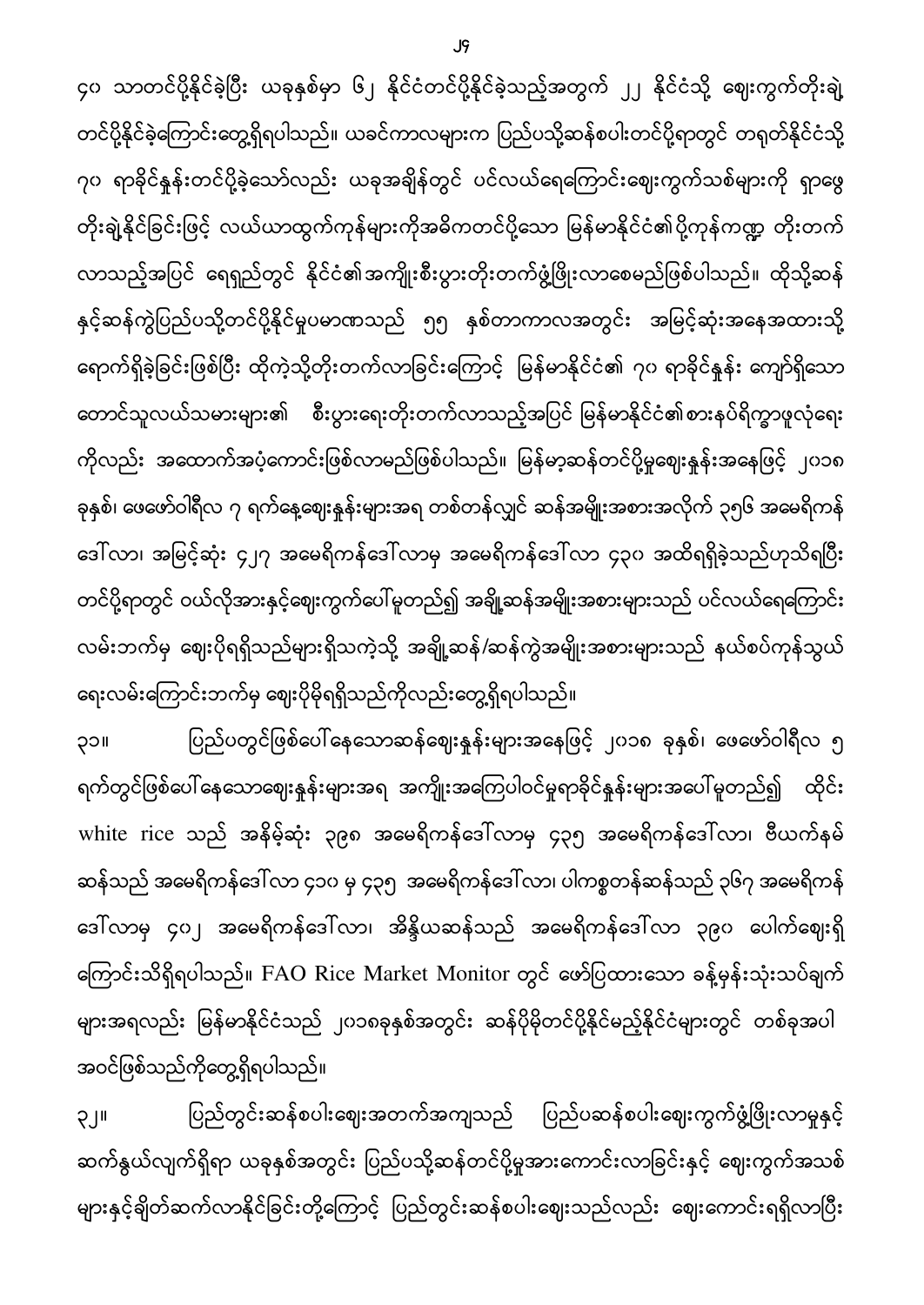၄၀ သာတင်ပို့နိုင်ခဲ့ပြီး ယခုနှစ်မှာ ၆၂ နိုင်ငံတင်ပို့နိုင်ခဲ့သည့်အတွက် ၂၂ နိုင်ငံသို့ ဈေးကွက်တိုးချဲ့ တင်ပို့နိုင်ခဲ့ကြောင်းတွေ့ရှိရပါသည်။ ယခင်ကာလများက ပြည်ပသို့ဆန်စပါးတင်ပို့ရာတွင် တရုတ်နိုင်ငံသို့ ၇၀ ရာခိုင်နှုန်းတင်ပို့ခဲ့သော်လည်း ယခုအချိန်တွင် ပင်လယ်ရေကြောင်းဈေးကွက်သစ်များကို ရှာဖွေ တိုးချဲ့နိုင်ခြင်းဖြင့် လယ်ယာထွက်ကုန်များကိုအဓိကတင်ပို့သော မြန်မာနိုင်ငံ၏ပို့ကုန်ကဏ္ဍ တိုးတက် လာသည့်အပြင် ရေရှည်တွင် နိုင်ငံ၏အကျိုးစီးပွားတိုးတက်ဖွံ့ဖြိုးလာစေမည်ဖြစ်ပါသည်။ ထိုသို့ဆန် နှင့်ဆန်ကွဲပြည်ပသို့တင်ပို့နိုင်မှုပမာဏသည် ၅၅ နှစ်တာကာလအတွင်း အမြင့်ဆုံးအနေအထားသို့ ရောက်ရှိခဲ့ခြင်းဖြစ်ပြီး ထိုကဲ့သို့တိုးတက်လာခြင်းကြောင့် မြန်မာနိုင်ငံ၏ ၇၀ ရာခိုင်နှုန်း ကျော်ရှိသော တောင်သူလယ်သမားများ၏ စီးပွားရေးတိုးတက်လာသည့်အပြင် မြန်မာနိုင်ငံ၏စားနပ်ရိက္ခာဖူလုံရေး ကိုလည်း အထောက်အပံ့ကောင်းဖြစ်လာမည်ဖြစ်ပါသည်။ မြန်မာ့ဆန်တင်ပို့မှုဈေးနှုန်းအနေဖြင့် ၂၀၁၈ ခုနှစ်၊ ဖေဖော်ဝါရီလ ၇ ရက်နေ့ဈေးနှုန်းများအရ တစ်တန်လျှင် ဆန်အမျိုးအစားအလိုက် ၃၅၆ အမေရိကန် ဒေါ်လာ၊ အမြင့်ဆုံး ၄၂၇ အမေရိကန်ဒေါ်လာမှ အမေရိကန်ဒေါ်လာ ၄၃၀ အထိရရှိခဲ့သည်ဟုသိရပြီး တင်ပို့ရာတွင် ဝယ်လိုအားနှင့်ဈေးကွက်ပေါ်မူတည်၍ အချို့ဆန်အမျိုးအစားများသည် ပင်လယ်ရေကြောင်း လမ်းဘက်မှ ဈေးပိုရရှိသည်များရှိသကဲ့သို့ အချို့ဆန်/ဆန်ကွဲအမျိုးအစားများသည် နယ်စပ်ကုန်သွယ် ရေးလမ်းကြောင်းဘက်မှ ဈေးပိုမိုရရှိသည်ကိုလည်းတွေ့ရှိရပါသည်။

၃၁။ ပြည်ပတွင်ဖြစ်ပေါ်နေသောဆန်ဈေးနှုန်းများအနေဖြင့် ၂၀၁၈ ခုနှစ်၊ ဖေဖော်ဝါရီလ ၅ ရက်တွင်ဖြစ်ပေါ်နေသောဈေးနှုန်းများအရ အကျိုးအကြေပါဝင်မှုရာခိုင်နှုန်းများအပေါ်မူတည်၍ ထိုင်း white rice သည် အနိမ့်ဆုံး ၃၉၈ အမေရိကန်ဒေါ်လာမှ ၄၃၅ အမေရိကန်ဒေါ်လာ၊ ဗီယက်နမ် ဆန်သည် အမေရိကန်ဒေါ်လာ ၄၁၀ မှ ၄၃၅ အမေရိကန်ဒေါ်လာ၊ ပါကစ္စတန်ဆန်သည် ၃၆၇ အမေရိကန် ဒေါ်လာမှ ၄၀၂ အမေရိကန်ဒေါ်လာ၊ အိန္ဒိယဆန်သည် အမေရိကန်ဒေါ်လာ ၃၉၀ ပေါက်ဈေးရှိ ကြောင်းသိရှိရပါသည်။ FAO Rice Market Monitor တွင် ဖော်ပြထားသော ခန့်မှန်းသုံးသပ်ချက် များအရလည်း မြန်မာနိုင်ငံသည် ၂၀၁၈ခုနှစ်အတွင်း ဆန်ပိုမိုတင်ပို့နိုင်မည့်နိုင်ငံများတွင် တစ်ခုအပါ အဝင်ဖြစ်သည်ကိုတွေ့ရှိရပါသည်။

၃၂။ ပြည်တွင်းဆန်စပါးဈေးအတက်အကျသည် ပြည်ပဆန်စပါးဈေးကွက်ဖွံ့ဖြိုးလာမှုနှင့် ဆက်နွယ်လျက်ရှိရာ ယခုနှစ်အတွင်း ပြည်ပသို့ဆန်တင်ပို့မှုအားကောင်းလာခြင်းနှင့် ဈေးကွက်အသစ် များနှင့်ချိတ်ဆက်လာနိုင်ခြင်းတို့ကြောင့် ပြည်တွင်းဆန်စပါးဈေးသည်လည်း ဈေးကောင်းရရှိလာပြီး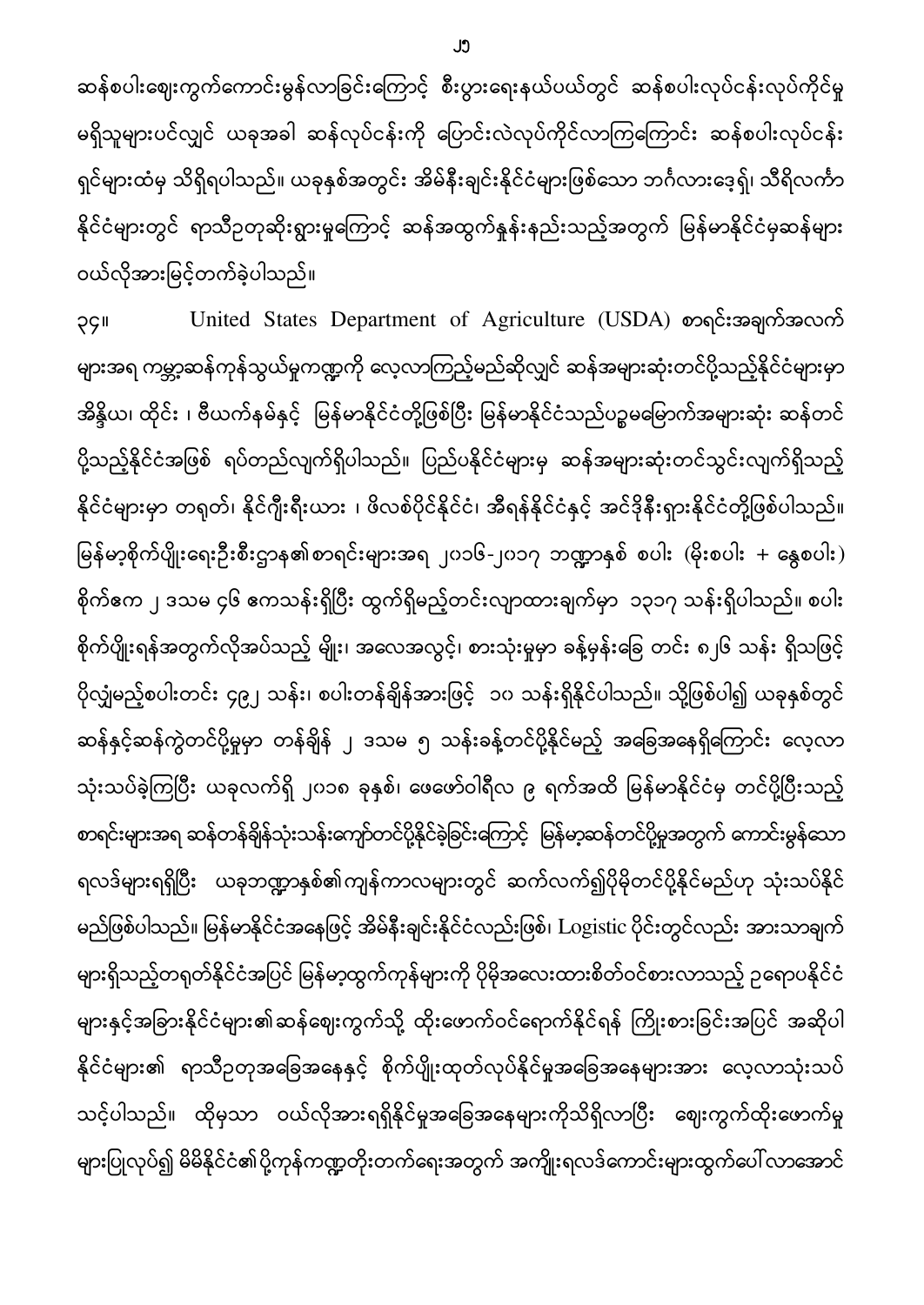ဆန်စပါးဈေးကွက်ကောင်းမွန်လာခြင်းကြောင့် စီးပွားရေးနယ်ပယ်တွင် ဆန်စပါးလုပ်ငန်းလုပ်ကိုင်မှု မရှိသူများပင်လျှင် ယခုအခါ ဆန်လုပ်ငန်းကို ပြောင်းလဲလုပ်ကိုင်လာကြကြောင်း ဆန်စပါးလုပ်ငန်းရှင်များထံမှ သိရှိရပါသည်။ ယခုနှစ်အတွင်း အိမ်နီးချင်းနိုင်ငံများဖြစ်သော ဘင်္ဂလားဒေ့ရှ်၊ သီရိလင်္ကာ နိုင်ငံများတွင် ရာသီဥတုဆိုးရွားမှုကြောင့် ဆန်အထွက်နှုန်းနည်းသည့်အတွက် မြန်မာနိုင်ငံမှဆန်များ ဝယ်လိုအားမြင့်တက်ခဲ့ပါသည်။

၃၄။ United States Department of Agriculture (USDA) စာရင်းအချက်အလက်များအရ ကမ္ဘာ့ဆန်ကုန်သွယ်မှုကဏ္ဍကို လေ့လာကြည့်မည်ဆိုလျှင် ဆန်အများဆုံးတင်ပို့သည့်နိုင်ငံများမှာ အိန္ဒိယ၊ ထိုင်း ၊ ဗီယက်နမ်နှင့် မြန်မာနိုင်ငံတို့ဖြစ်ပြီး မြန်မာနိုင်ငံသည်ပဉ္စမမြောက်အများဆုံး ဆန်တင်ပို့သည့်နိုင်ငံအဖြစ် ရပ်တည်လျက်ရှိပါသည်။ ပြည်ပနိုင်ငံများမှ ဆန်အများဆုံးတင်သွင်းလျက်ရှိသည့်နိုင်ငံများမှာ တရုတ်၊ နိုင်ဂျီးရီးယား ၊ ဖိလစ်ပိုင်နိုင်ငံ၊ အီရန်နိုင်ငံနှင့် အင်ဒိုနီးရှားနိုင်ငံတို့ဖြစ်ပါသည်။ မြန်မာ့စိုက်ပျိုးရေးဦးစီးဌာန၏စာရင်းများအရ ၂၀၁၆-၂၀၁၇ ဘဏ္ဍာနှစ် စပါး (မိုးစပါး + နွေစပါး) စိုက်ဧက ၂ ဒသမ ၄၆ ဧကသန်းရှိပြီး ထွက်ရှိမည့်တင်းလျာထားချက်မှာ ၁၃၁၇ သန်းရှိပါသည်။ စပါးစိုက်ပျိုးရန်အတွက်လိုအပ်သည့် မျိုး၊ အလေအလွင့်၊ စားသုံးမှုမှာ ခန့်မှန်းခြေ တင်း ၈၂၆ သန်း ရှိသဖြင့် ပိုလျှံမည့်စပါးတင်း ၄၉၂ သန်း၊ စပါးတန်ချိန်အားဖြင့် ၁၀ သန်းရှိနိုင်ပါသည်။ သို့ဖြစ်ပါ၍ ယခုနှစ်တွင် ဆန်နှင့်ဆန်ကွဲတင်ပို့မှုမှာ တန်ချိန် ၂ ဒသမ ၅ သန်းခန့်တင်ပို့နိုင်မည့် အခြေအနေရှိကြောင်း လေ့လာသုံးသပ်ခဲ့ကြပြီး ယခုလက်ရှိ ၂၀၁၈ ခုနှစ်၊ ဖေဖော်ဝါရီလ ၉ ရက်အထိ မြန်မာနိုင်ငံမှ တင်ပို့ပြီးသည့်စာရင်းများအရ ဆန်တန်ချိန်သုံးသန်းကျော်တင်ပို့နိုင်ခဲ့ခြင်းကြောင့် မြန်မာ့ဆန်တင်ပို့မှုအတွက် ကောင်းမွန်သောရလဒ်များရရှိပြီး ယခုဘဏ္ဍာနှစ်၏ကျန်ကာလများတွင် ဆက်လက်၍ပိုမိုတင်ပို့နိုင်မည်ဟု သုံးသပ်နိုင်မည်ဖြစ်ပါသည်။ မြန်မာနိုင်ငံအနေဖြင့် အိမ်နီးချင်းနိုင်ငံလည်းဖြစ်၊ Logistic ပိုင်းတွင်လည်း အားသာချက်များရှိသည့်တရုတ်နိုင်ငံအပြင် မြန်မာ့ထွက်ကုန်များကို ပိုမိုအလေးထားစိတ်ဝင်စားလာသည့် ဥရောပနိုင်ငံများနှင့်အခြားနိုင်ငံများ၏ဆန်ဈေးကွက်သို့ ထိုးဖောက်ဝင်ရောက်နိုင်ရန် ကြိုးစားခြင်းအပြင် အဆိုပါနိုင်ငံများ၏ ရာသီဥတုအခြေအနေနှင့် စိုက်ပျိုးထုတ်လုပ်နိုင်မှုအခြေအနေများအား လေ့လာသုံးသပ်သင့်ပါသည်။ ထိုမှသာ ဝယ်လိုအားရရှိနိုင်မှုအခြေအနေများကိုသိရှိလာပြီး ဈေးကွက်ထိုးဖောက်မှုများပြုလုပ်၍ မိမိနိုင်ငံ၏ပို့ကုန်ကဏ္ဍတိုးတက်ရေးအတွက် အကျိုးရလဒ်ကောင်းများထွက်ပေါ်လာအောင်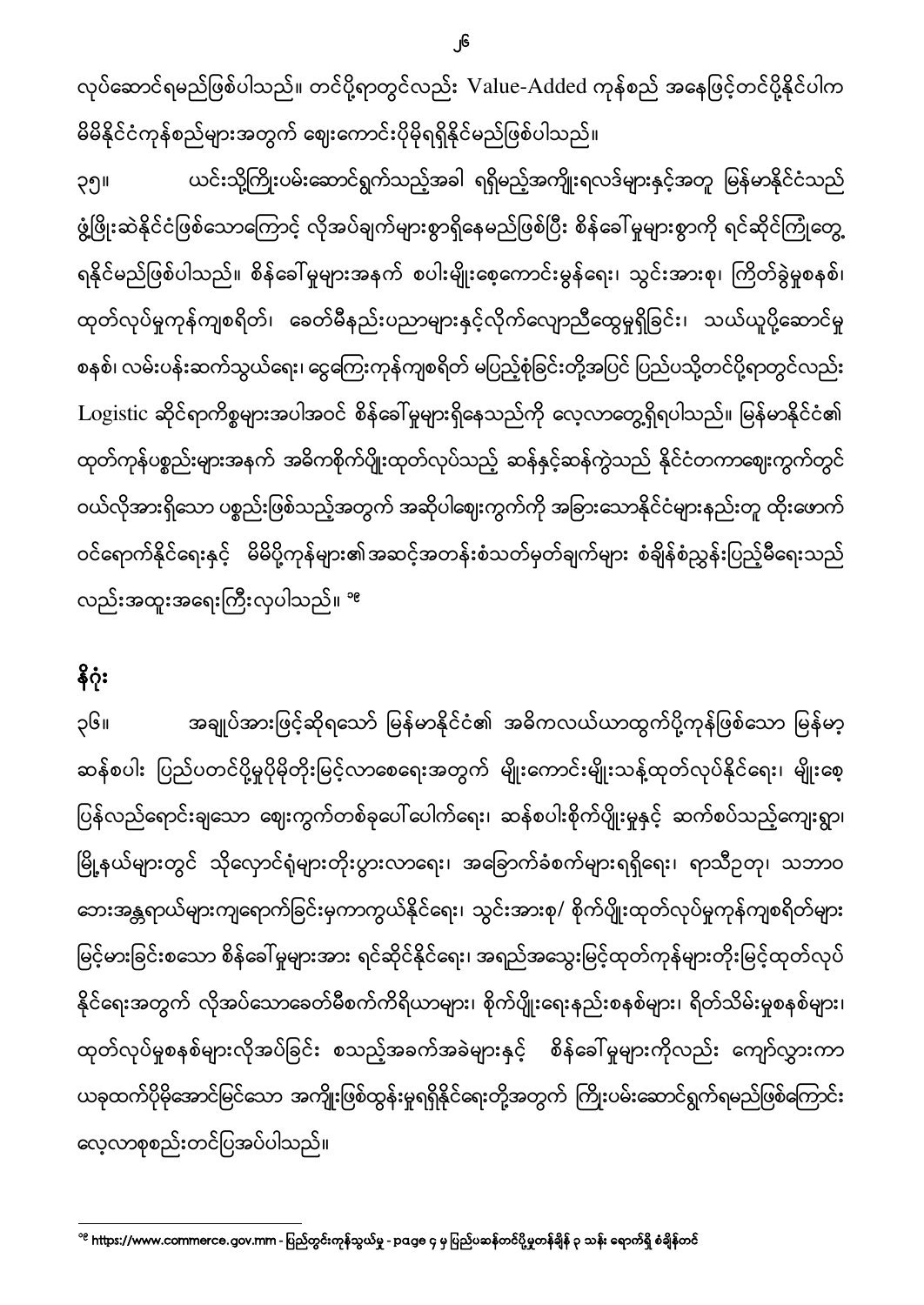လုပ်ဆောင်ရမည်ဖြစ်ပါသည်။ တင်ပို့ရာတွင်လည်း Value-Added ကုန်စည် အနေဖြင့်တင်ပို့နိုင်ပါက မိမိနိုင်ငံကုန်စည်များအတွက် ဈေးကောင်းပိုမိုရရှိနိုင်မည်ဖြစ်ပါသည်။

၃၅။ ယင်းသို့ကြိုးပမ်းဆောင်ရွက်သည့်အခါ ရရှိမည့်အကျိုးရလဒ်များနှင့်အတူ မြန်မာနိုင်ငံသည် ဖွံ့ဖြိုးဆဲနိုင်ငံဖြစ်သောကြောင့် လိုအပ်ချက်များစွာရှိနေမည်ဖြစ်ပြီး စိန်ခေါ်မှုများစွာကို ရင်ဆိုင်ကြုံတွေ့ရနိုင်မည်ဖြစ်ပါသည်။ စိန်ခေါ်မှုများအနက် စပါးမျိုးစေ့ကောင်းမွန်ရေး၊ သွင်းအားစု၊ ကြိတ်ခွဲမှုစနစ်၊ ထုတ်လုပ်မှုကုန်ကျစရိတ်၊ ခေတ်မီနည်းပညာများနှင့်လိုက်လျောညီထွေမှုရှိခြင်း၊ သယ်ယူပို့ဆောင်မှုစနစ်၊ လမ်းပန်းဆက်သွယ်ရေး၊ ငွေကြေးကုန်ကျစရိတ် မပြည့်စုံခြင်းတို့အပြင် ပြည်ပသို့တင်ပို့ရာတွင်လည်း Logistic ဆိုင်ရာကိစ္စများအပါအဝင် စိန်ခေါ်မှုများရှိနေသည်ကို လေ့လာတွေ့ရှိရပါသည်။ မြန်မာနိုင်ငံ၏ ထုတ်ကုန်ပစ္စည်းများအနက် အဓိကစိုက်ပျိုးထုတ်လုပ်သည့် ဆန်နှင့်ဆန်ကွဲသည် နိုင်ငံတကာဈေးကွက်တွင် ဝယ်လိုအားရှိသော ပစ္စည်းဖြစ်သည့်အတွက် အဆိုပါဈေးကွက်ကို အခြားသောနိုင်ငံများနည်းတူ ထိုးဖောက်ဝင်ရောက်နိုင်ရေးနှင့် မိမိပို့ကုန်များ၏အဆင့်အတန်းစံသတ်မှတ်ချက်များ စံချိန်စံညွှန်းပြည့်မီရေးသည် လည်းအထူးအရေးကြီးလှပါသည်။[၁၉]

## နိဂုံး

၃၆။ အချုပ်အားဖြင့်ဆိုရသော် မြန်မာနိုင်ငံ၏ အဓိကလယ်ယာထွက်ပို့ကုန်ဖြစ်သော မြန်မာ့ဆန်စပါး ပြည်ပတင်ပို့မှုပိုမိုတိုးမြင့်လာစေရေးအတွက် မျိုးကောင်းမျိုးသန့်ထုတ်လုပ်နိုင်ရေး၊ မျိုးစေ့ပြန်လည်ရောင်းချသော ဈေးကွက်တစ်ခုပေါ်ပေါက်ရေး၊ ဆန်စပါးစိုက်ပျိုးမှုနှင့် ဆက်စပ်သည့်ကျေးရွာ၊ မြို့နယ်များတွင် သိုလှောင်ရုံများတိုးပွားလာရေး၊ အခြောက်ခံစက်များရရှိရေး၊ ရာသီဥတု၊ သဘာဝဘေးအန္တရာယ်များကျရောက်ခြင်းမှကာကွယ်နိုင်ရေး၊ သွင်းအားစု/ စိုက်ပျိုးထုတ်လုပ်မှုကုန်ကျစရိတ်များ မြင့်မားခြင်းစသော စိန်ခေါ်မှုများအား ရင်ဆိုင်နိုင်ရေး၊ အရည်အသွေးမြင့်ထုတ်ကုန်များတိုးမြင့်ထုတ်လုပ်နိုင်ရေးအတွက် လိုအပ်သောခေတ်မီစက်ကိရိယာများ၊ စိုက်ပျိုးရေးနည်းစနစ်များ၊ ရိတ်သိမ်းမှုစနစ်များ၊ ထုတ်လုပ်မှုစနစ်များလိုအပ်ခြင်း စသည့်အခက်အခဲများနှင့် စိန်ခေါ်မှုများကိုလည်း ကျော်လွှားကာ ယခုထက်ပိုမိုအောင်မြင်သော အကျိုးဖြစ်ထွန်းမှုရရှိနိုင်ရေးတို့အတွက် ကြိုးပမ်းဆောင်ရွက်ရမည်ဖြစ်ကြောင်း လေ့လာစုစည်းတင်ပြအပ်ပါသည်။

---

[၁၉] https://www.commerce.gov.mm - ပြည်တွင်းကုန်သွယ်မှု - page ၄ မှ ပြည်ပဆန်တင်ပို့မှုတန်ချိန် ၃ သန်း ရောက်ရှိ စံချိန်တင်